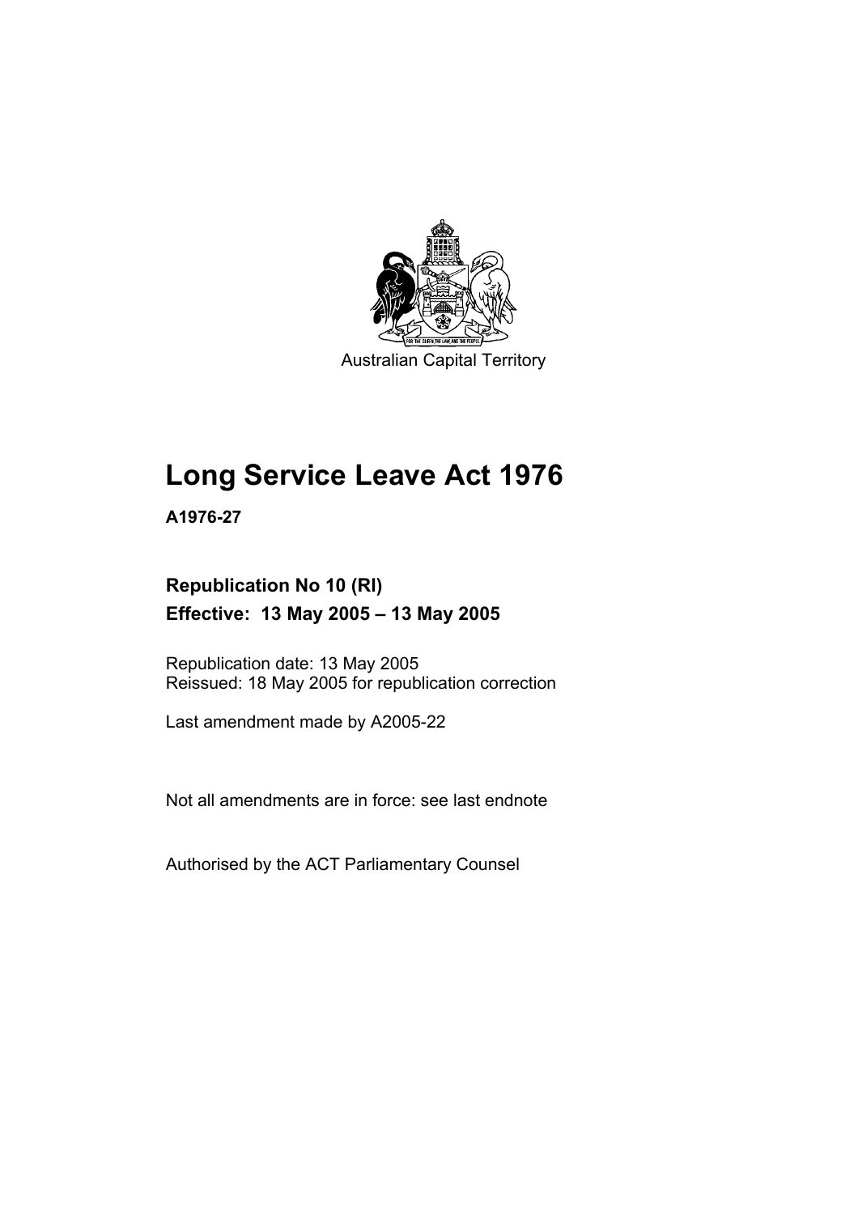Australian Capital Territory

# Long Service Leave Act 1976

**A1976-27**

## Republication No 10 (RI)

## Effective: 13 May 2005 – 13 May 2005

Republication date: 13 May 2005

Reissued: 18 May 2005 for republication correction

Last amendment made by A2005-22

Not all amendments are in force: see last endnote

Authorised by the ACT Parliamentary Counsel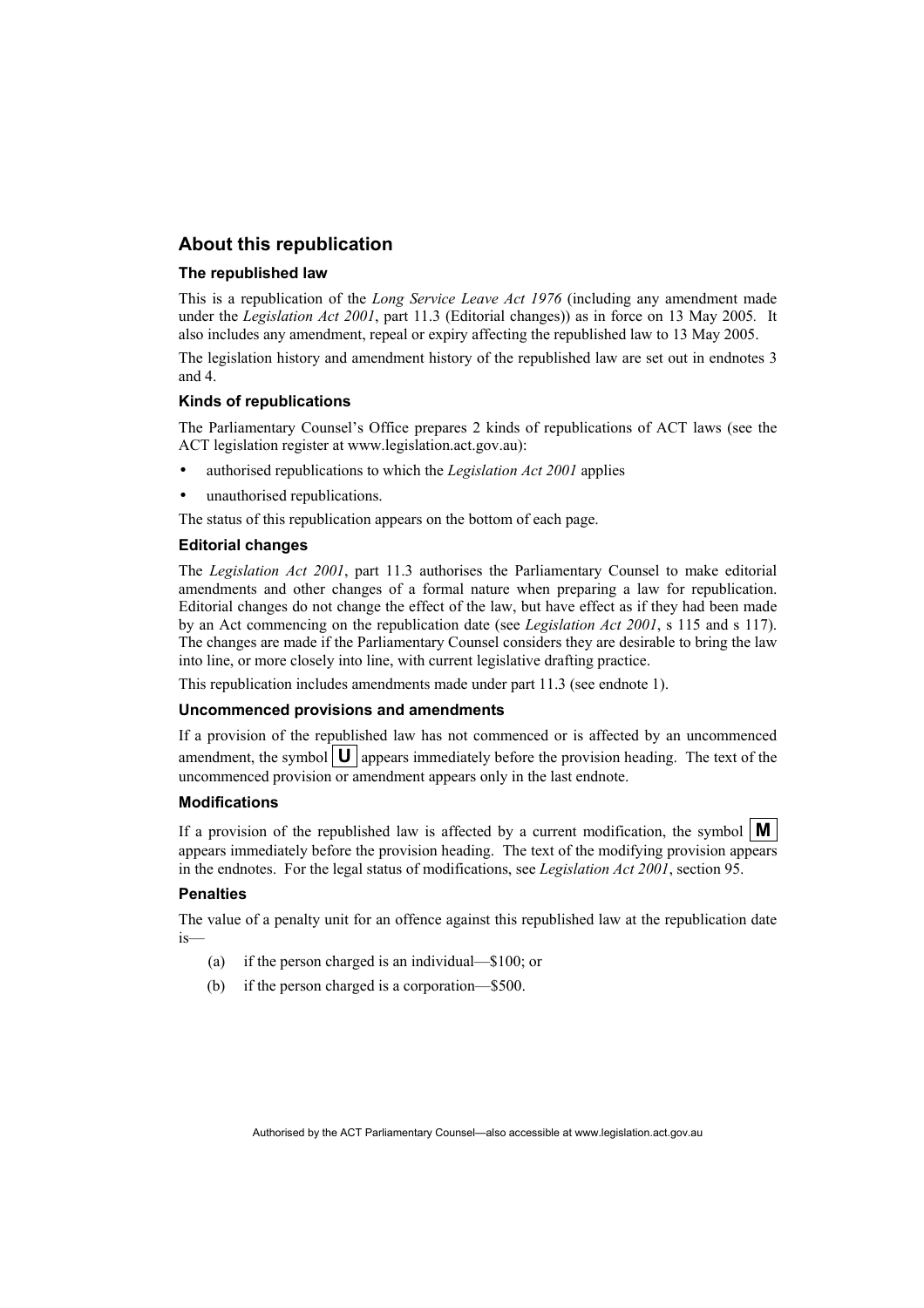## About this republication

### The republished law

This is a republication of the *Long Service Leave Act 1976* (including any amendment made under the *Legislation Act 2001*, part 11.3 (Editorial changes)) as in force on 13 May 2005. It also includes any amendment, repeal or expiry affecting the republished law to 13 May 2005.

The legislation history and amendment history of the republished law are set out in endnotes 3 and 4.

### Kinds of republications

The Parliamentary Counsel's Office prepares 2 kinds of republications of ACT laws (see the ACT legislation register at www.legislation.act.gov.au):

- authorised republications to which the *Legislation Act 2001* applies
- unauthorised republications.

The status of this republication appears on the bottom of each page.

### Editorial changes

The *Legislation Act 2001*, part 11.3 authorises the Parliamentary Counsel to make editorial amendments and other changes of a formal nature when preparing a law for republication. Editorial changes do not change the effect of the law, but have effect as if they had been made by an Act commencing on the republication date (see *Legislation Act 2001*, s 115 and s 117). The changes are made if the Parliamentary Counsel considers they are desirable to bring the law into line, or more closely into line, with current legislative drafting practice.

This republication includes amendments made under part 11.3 (see endnote 1).

### Uncommenced provisions and amendments

If a provision of the republished law has not commenced or is affected by an uncommenced amendment, the symbol **U** appears immediately before the provision heading. The text of the uncommenced provision or amendment appears only in the last endnote.

### Modifications

If a provision of the republished law is affected by a current modification, the symbol **M** appears immediately before the provision heading. The text of the modifying provision appears in the endnotes. For the legal status of modifications, see *Legislation Act 2001*, section 95.

### Penalties

The value of a penalty unit for an offence against this republished law at the republication date is—

(a) if the person charged is an individual—$100; or

(b) if the person charged is a corporation—$500.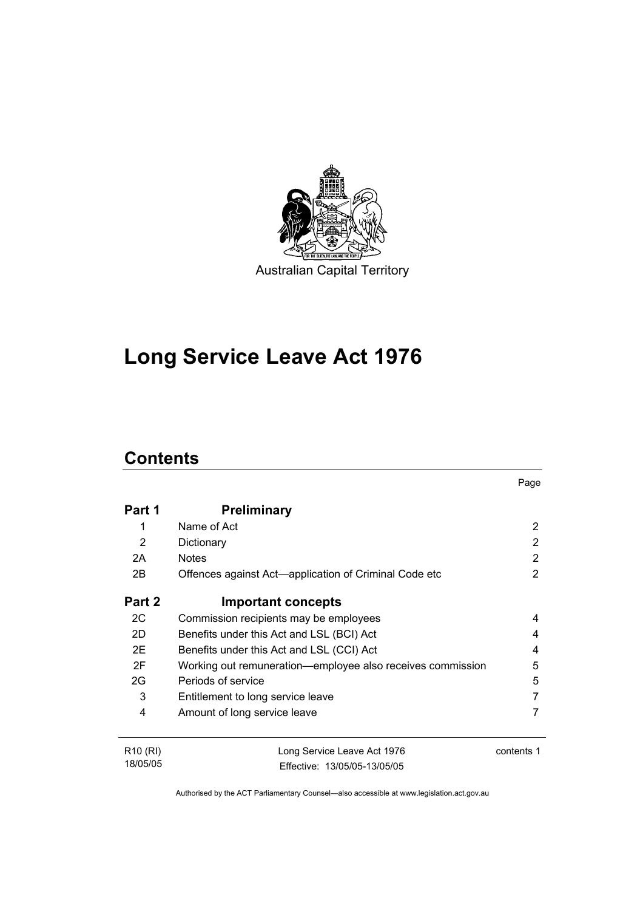Australian Capital Territory

# Long Service Leave Act 1976

## Contents

| | | Page |
|---|---|---|
| **Part 1** | **Preliminary** | |
| 1 | Name of Act | 2 |
| 2 | Dictionary | 2 |
| 2A | Notes | 2 |
| 2B | Offences against Act—application of Criminal Code etc | 2 |
| **Part 2** | **Important concepts** | |
| 2C | Commission recipients may be employees | 4 |
| 2D | Benefits under this Act and LSL (BCI) Act | 4 |
| 2E | Benefits under this Act and LSL (CCI) Act | 4 |
| 2F | Working out remuneration—employee also receives commission | 5 |
| 2G | Periods of service | 5 |
| 3 | Entitlement to long service leave | 7 |
| 4 | Amount of long service leave | 7 |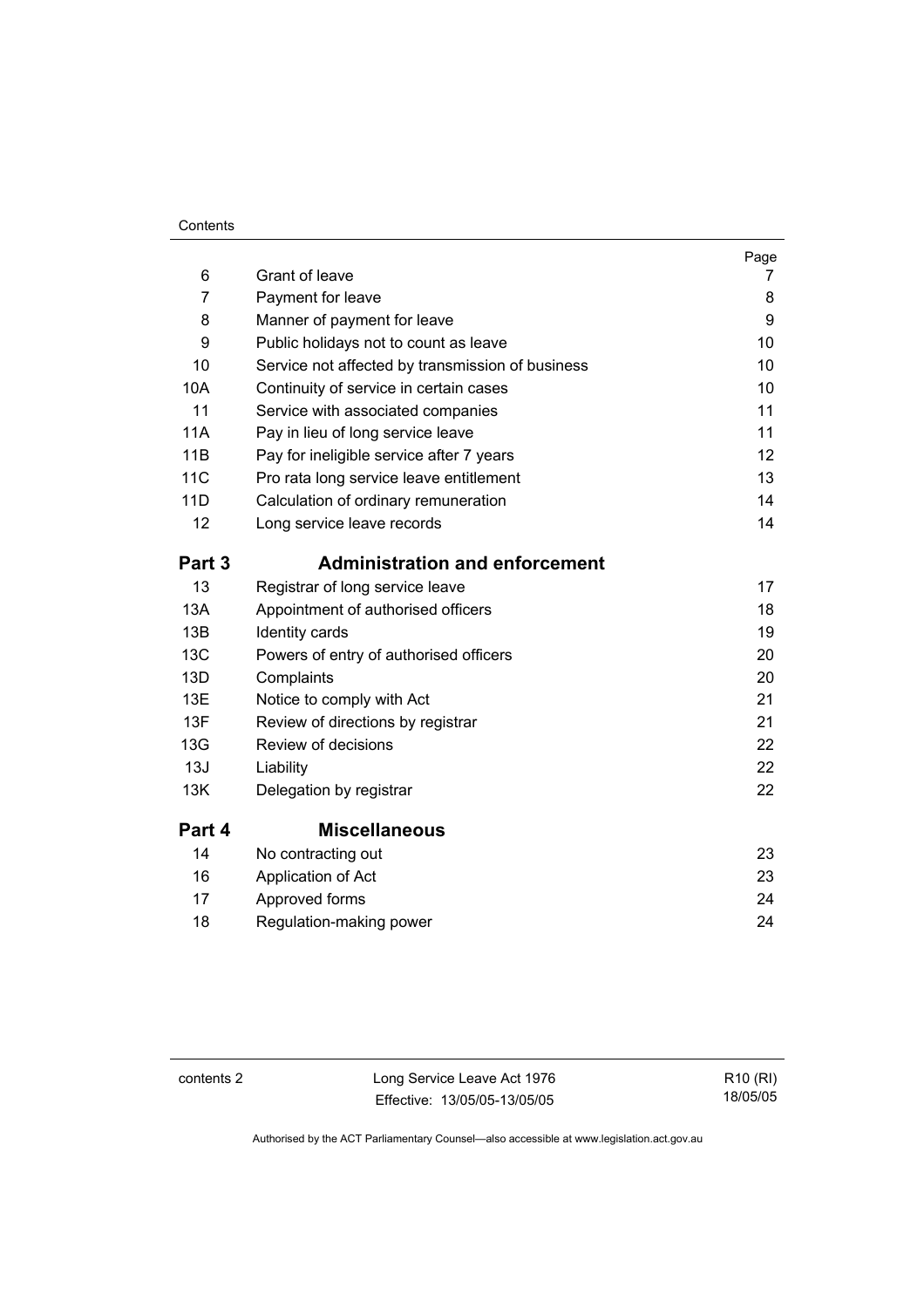| | | Page |
|---|---|---|
| 6 | Grant of leave | 7 |
| 7 | Payment for leave | 8 |
| 8 | Manner of payment for leave | 9 |
| 9 | Public holidays not to count as leave | 10 |
| 10 | Service not affected by transmission of business | 10 |
| 10A | Continuity of service in certain cases | 10 |
| 11 | Service with associated companies | 11 |
| 11A | Pay in lieu of long service leave | 11 |
| 11B | Pay for ineligible service after 7 years | 12 |
| 11C | Pro rata long service leave entitlement | 13 |
| 11D | Calculation of ordinary remuneration | 14 |
| 12 | Long service leave records | 14 |
| **Part 3** | **Administration and enforcement** | |
| 13 | Registrar of long service leave | 17 |
| 13A | Appointment of authorised officers | 18 |
| 13B | Identity cards | 19 |
| 13C | Powers of entry of authorised officers | 20 |
| 13D | Complaints | 20 |
| 13E | Notice to comply with Act | 21 |
| 13F | Review of directions by registrar | 21 |
| 13G | Review of decisions | 22 |
| 13J | Liability | 22 |
| 13K | Delegation by registrar | 22 |
| **Part 4** | **Miscellaneous** | |
| 14 | No contracting out | 23 |
| 16 | Application of Act | 23 |
| 17 | Approved forms | 24 |
| 18 | Regulation-making power | 24 |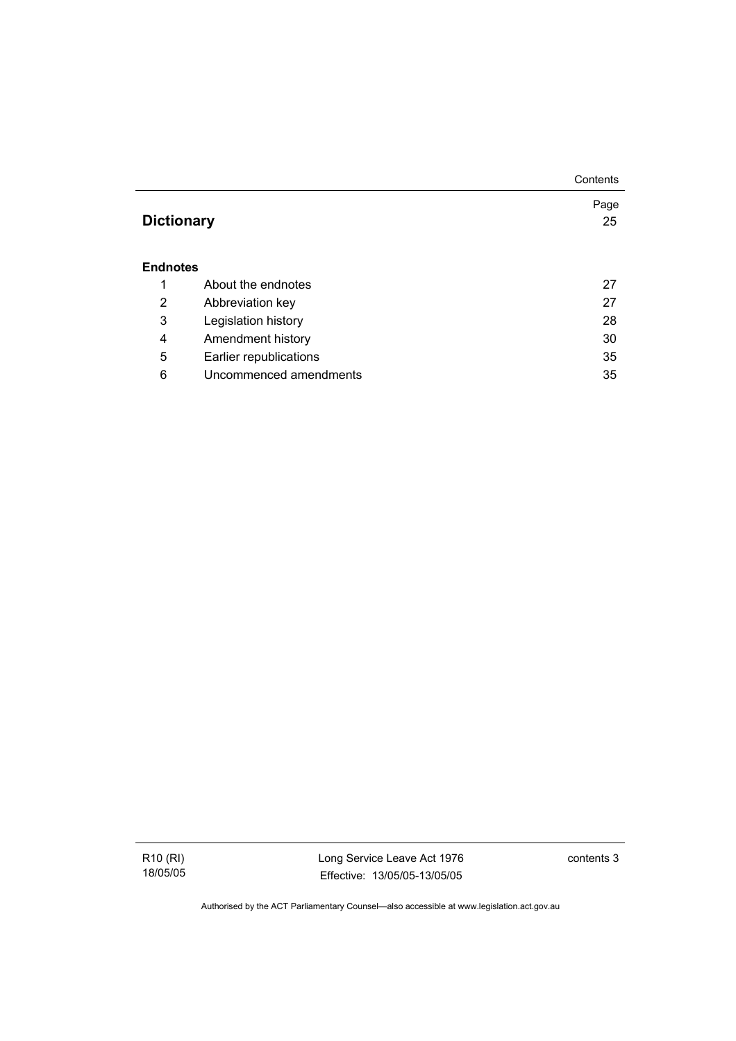| | | Page |
|---|---|---|
| **Dictionary** | | 25 |
| **Endnotes** | | |
| 1 | About the endnotes | 27 |
| 2 | Abbreviation key | 27 |
| 3 | Legislation history | 28 |
| 4 | Amendment history | 30 |
| 5 | Earlier republications | 35 |
| 6 | Uncommenced amendments | 35 |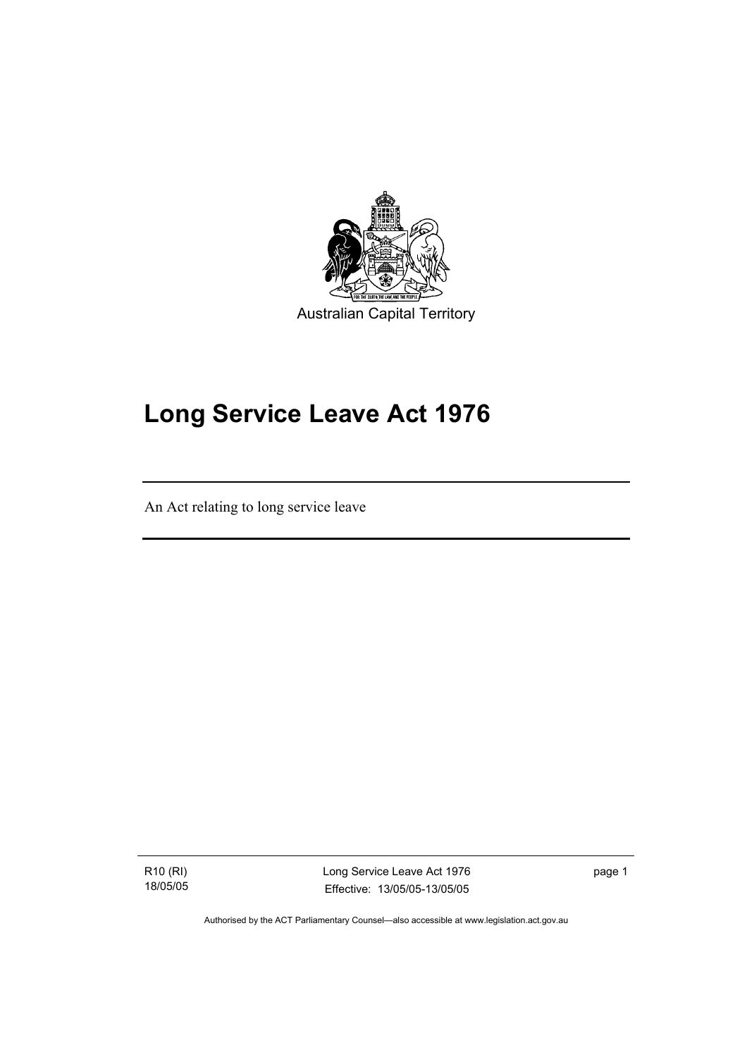Australian Capital Territory

# Long Service Leave Act 1976

An Act relating to long service leave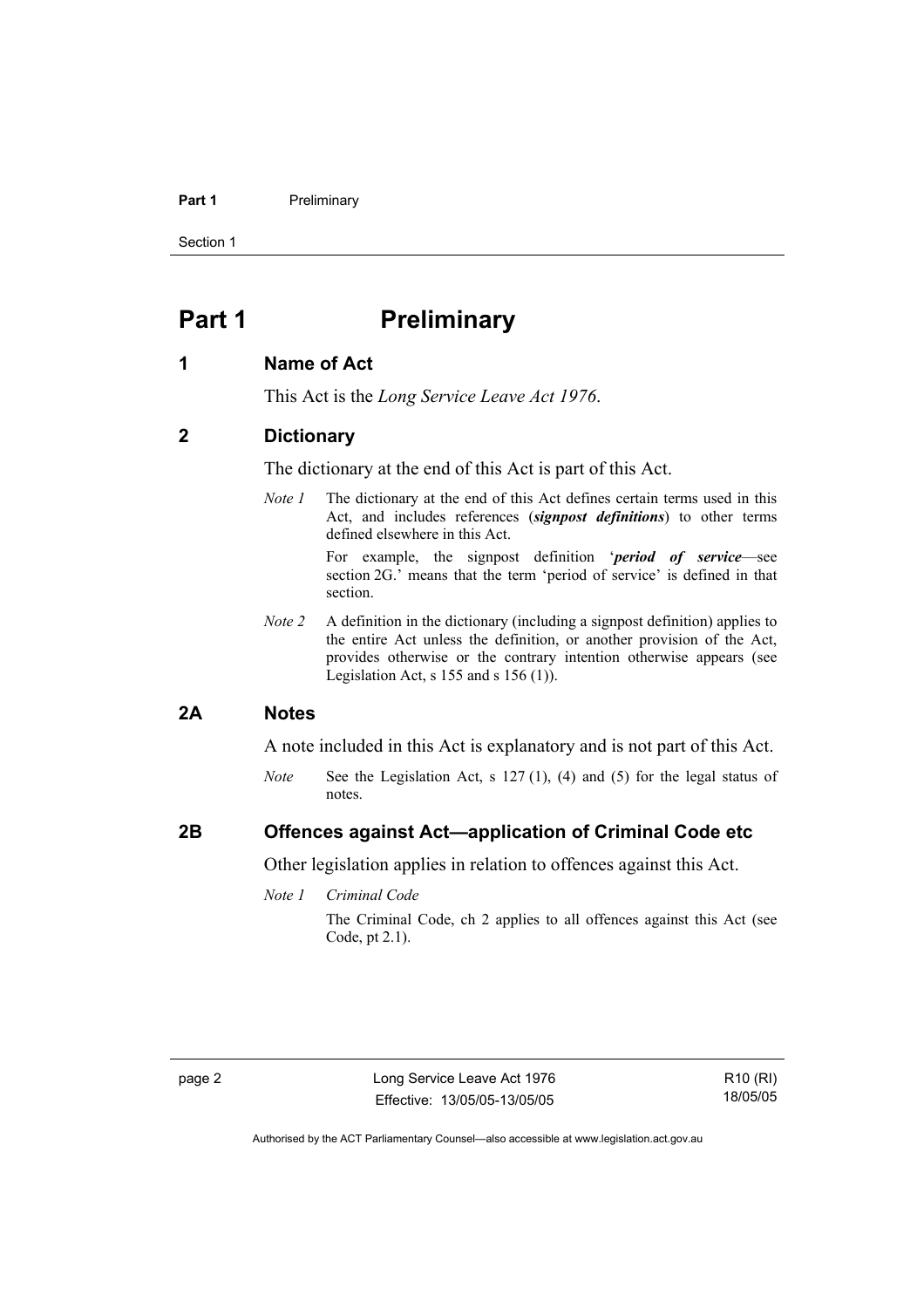# Part 1 Preliminary

## 1 Name of Act

This Act is the *Long Service Leave Act 1976*.

## 2 Dictionary

The dictionary at the end of this Act is part of this Act.

*Note 1* The dictionary at the end of this Act defines certain terms used in this Act, and includes references (***signpost definitions***) to other terms defined elsewhere in this Act.

For example, the signpost definition '***period of service***—see section 2G.' means that the term 'period of service' is defined in that section.

*Note 2* A definition in the dictionary (including a signpost definition) applies to the entire Act unless the definition, or another provision of the Act, provides otherwise or the contrary intention otherwise appears (see Legislation Act, s 155 and s 156 (1)).

## 2A Notes

A note included in this Act is explanatory and is not part of this Act.

*Note* See the Legislation Act, s 127 (1), (4) and (5) for the legal status of notes.

## 2B Offences against Act—application of Criminal Code etc

Other legislation applies in relation to offences against this Act.

*Note 1* *Criminal Code*

The Criminal Code, ch 2 applies to all offences against this Act (see Code, pt 2.1).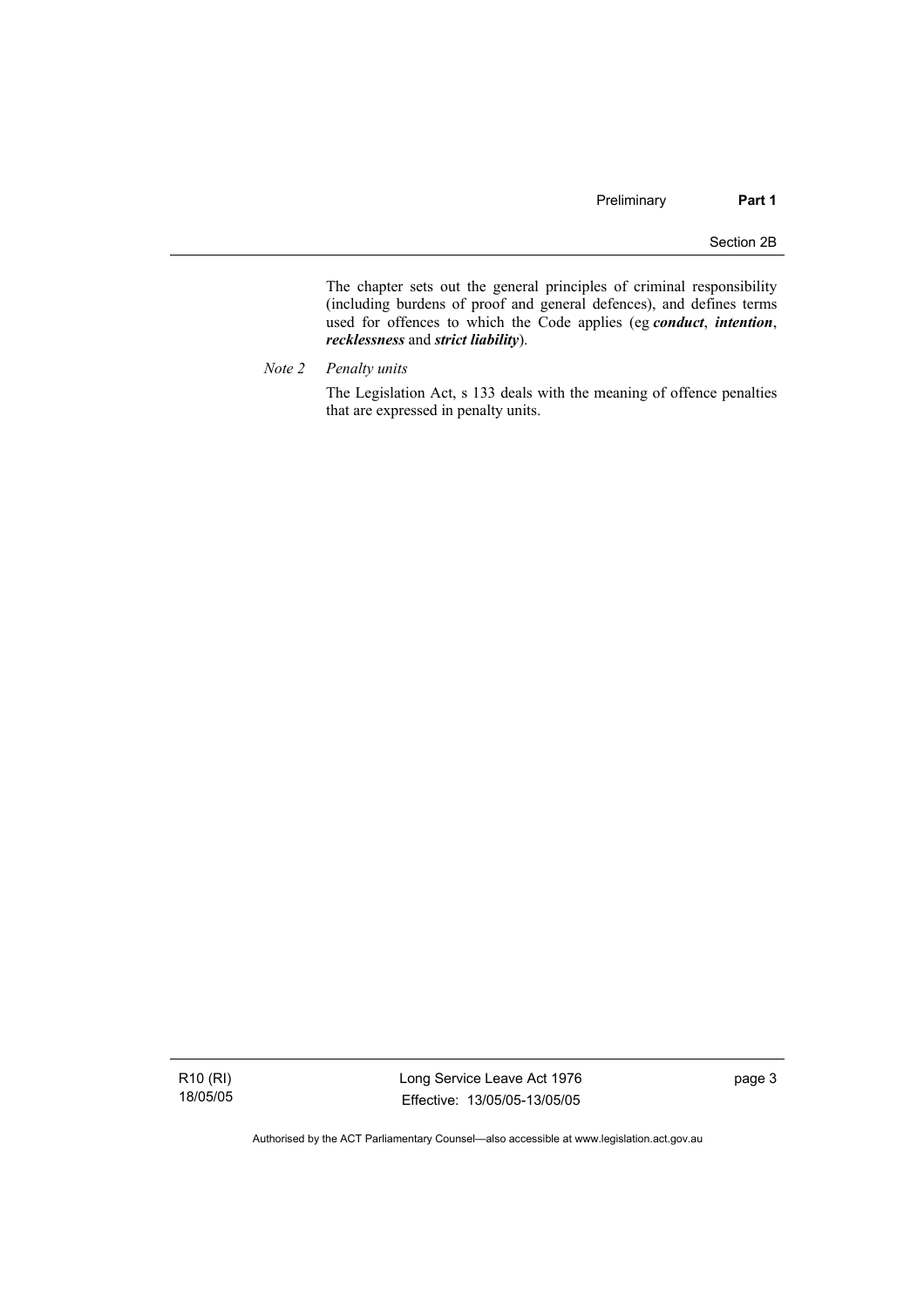The chapter sets out the general principles of criminal responsibility (including burdens of proof and general defences), and defines terms used for offences to which the Code applies (eg ***conduct***, ***intention***, ***recklessness*** and ***strict liability***).

*Note 2 Penalty units*

The Legislation Act, s 133 deals with the meaning of offence penalties that are expressed in penalty units.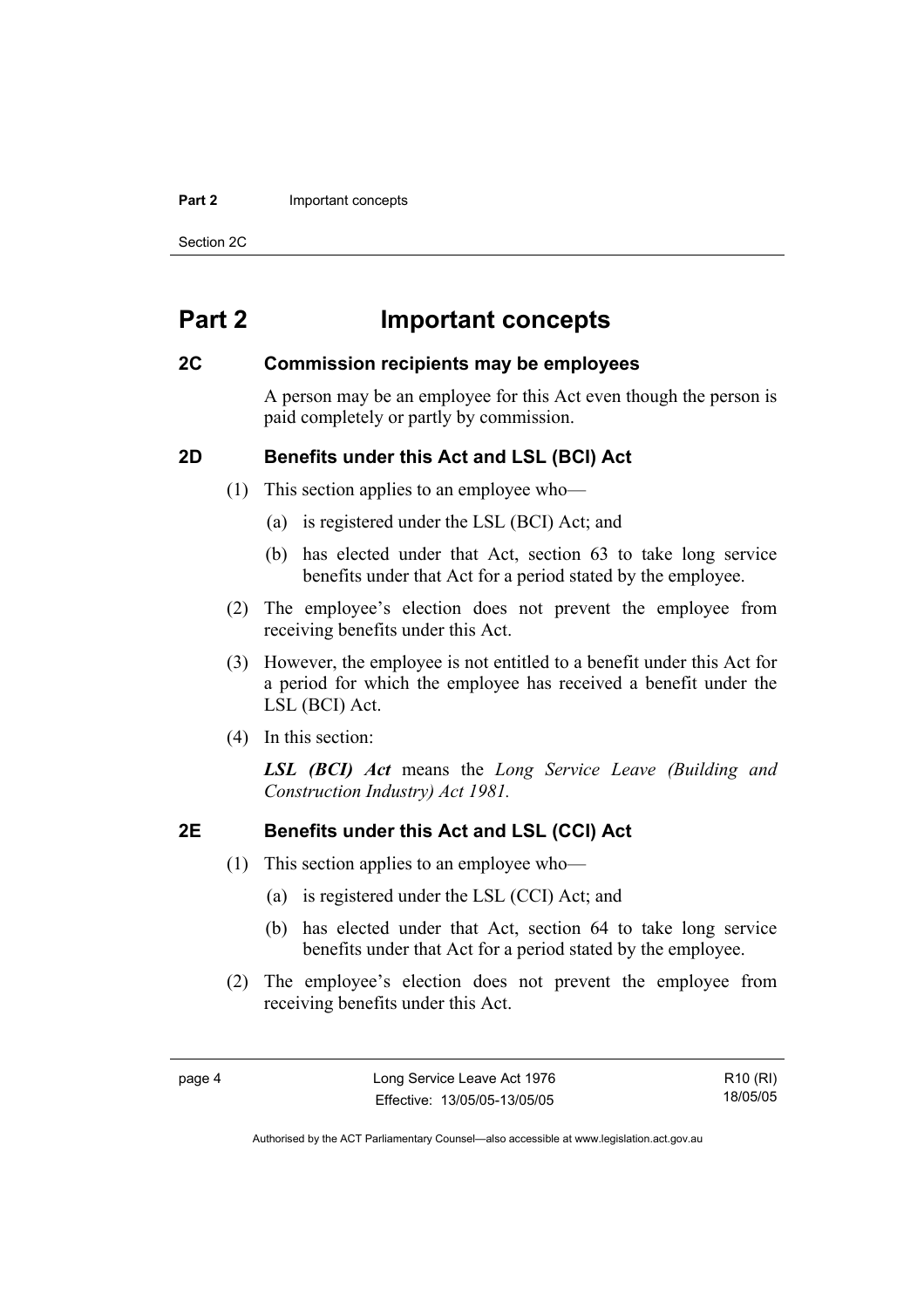# Part 2 Important concepts

## 2C Commission recipients may be employees

A person may be an employee for this Act even though the person is paid completely or partly by commission.

## 2D Benefits under this Act and LSL (BCI) Act

(1) This section applies to an employee who—

(a) is registered under the LSL (BCI) Act; and

(b) has elected under that Act, section 63 to take long service benefits under that Act for a period stated by the employee.

(2) The employee's election does not prevent the employee from receiving benefits under this Act.

(3) However, the employee is not entitled to a benefit under this Act for a period for which the employee has received a benefit under the LSL (BCI) Act.

(4) In this section:

***LSL (BCI) Act*** means the *Long Service Leave (Building and Construction Industry) Act 1981.*

## 2E Benefits under this Act and LSL (CCI) Act

(1) This section applies to an employee who—

(a) is registered under the LSL (CCI) Act; and

(b) has elected under that Act, section 64 to take long service benefits under that Act for a period stated by the employee.

(2) The employee's election does not prevent the employee from receiving benefits under this Act.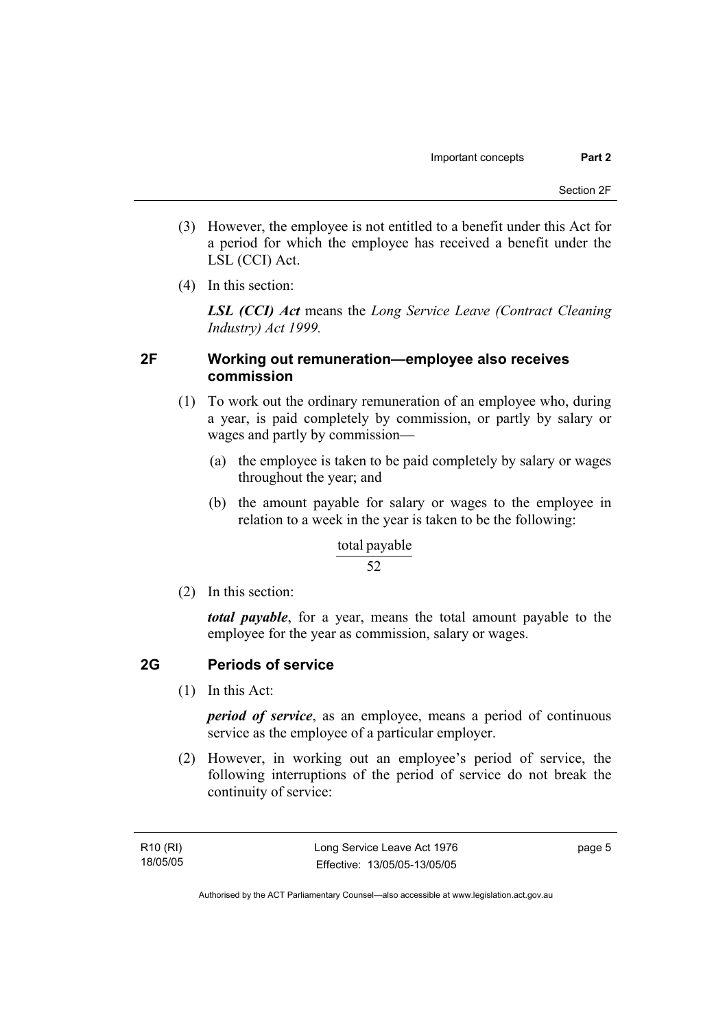(3) However, the employee is not entitled to a benefit under this Act for a period for which the employee has received a benefit under the LSL (CCI) Act.

(4) In this section:

***LSL (CCI) Act*** means the *Long Service Leave (Contract Cleaning Industry) Act 1999.*

## 2F Working out remuneration—employee also receives commission

(1) To work out the ordinary remuneration of an employee who, during a year, is paid completely by commission, or partly by salary or wages and partly by commission—

(a) the employee is taken to be paid completely by salary or wages throughout the year; and

(b) the amount payable for salary or wages to the employee in relation to a week in the year is taken to be the following:

$$\frac{\text{total payable}}{52}$$

(2) In this section:

***total payable***, for a year, means the total amount payable to the employee for the year as commission, salary or wages.

## 2G Periods of service

(1) In this Act:

***period of service***, as an employee, means a period of continuous service as the employee of a particular employer.

(2) However, in working out an employee's period of service, the following interruptions of the period of service do not break the continuity of service: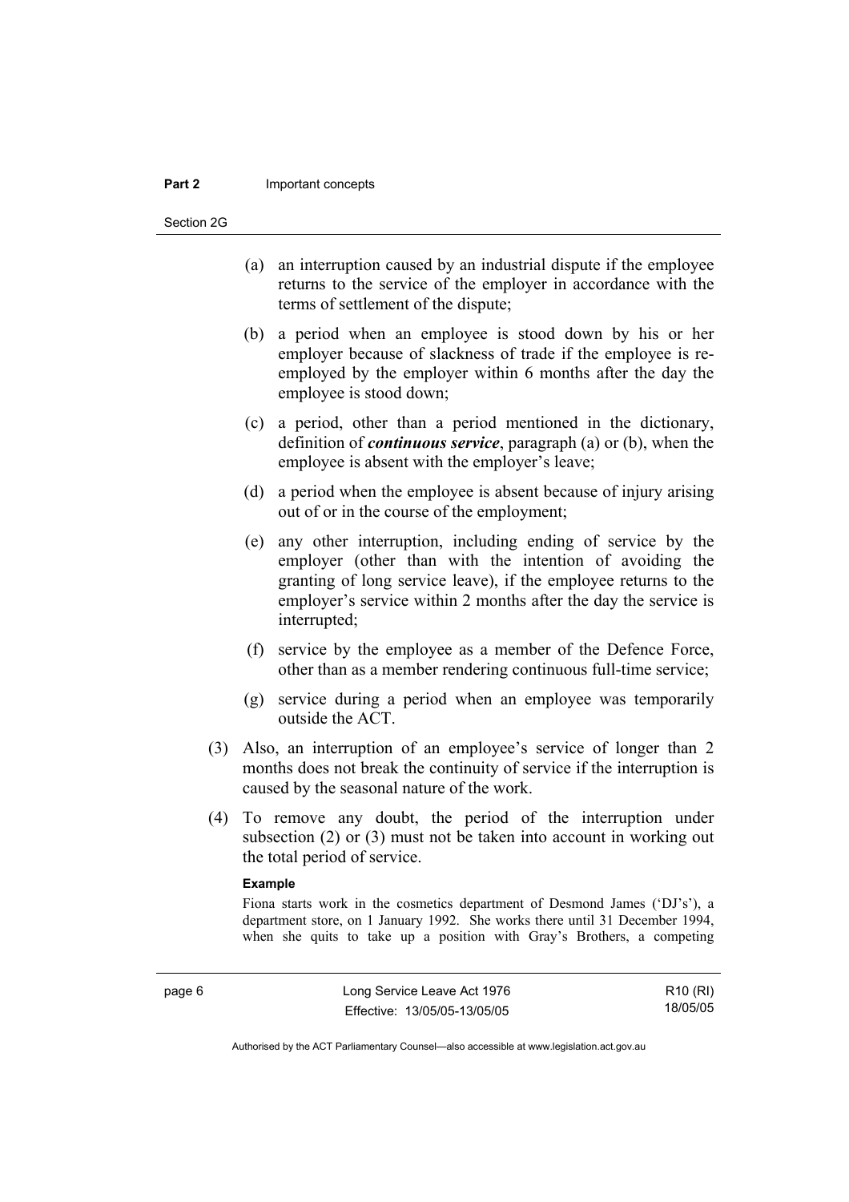(a) an interruption caused by an industrial dispute if the employee returns to the service of the employer in accordance with the terms of settlement of the dispute;

(b) a period when an employee is stood down by his or her employer because of slackness of trade if the employee is re-employed by the employer within 6 months after the day the employee is stood down;

(c) a period, other than a period mentioned in the dictionary, definition of ***continuous service***, paragraph (a) or (b), when the employee is absent with the employer's leave;

(d) a period when the employee is absent because of injury arising out of or in the course of the employment;

(e) any other interruption, including ending of service by the employer (other than with the intention of avoiding the granting of long service leave), if the employee returns to the employer's service within 2 months after the day the service is interrupted;

(f) service by the employee as a member of the Defence Force, other than as a member rendering continuous full-time service;

(g) service during a period when an employee was temporarily outside the ACT.

(3) Also, an interruption of an employee's service of longer than 2 months does not break the continuity of service if the interruption is caused by the seasonal nature of the work.

(4) To remove any doubt, the period of the interruption under subsection (2) or (3) must not be taken into account in working out the total period of service.

**Example**

Fiona starts work in the cosmetics department of Desmond James ('DJ's'), a department store, on 1 January 1992. She works there until 31 December 1994, when she quits to take up a position with Gray's Brothers, a competing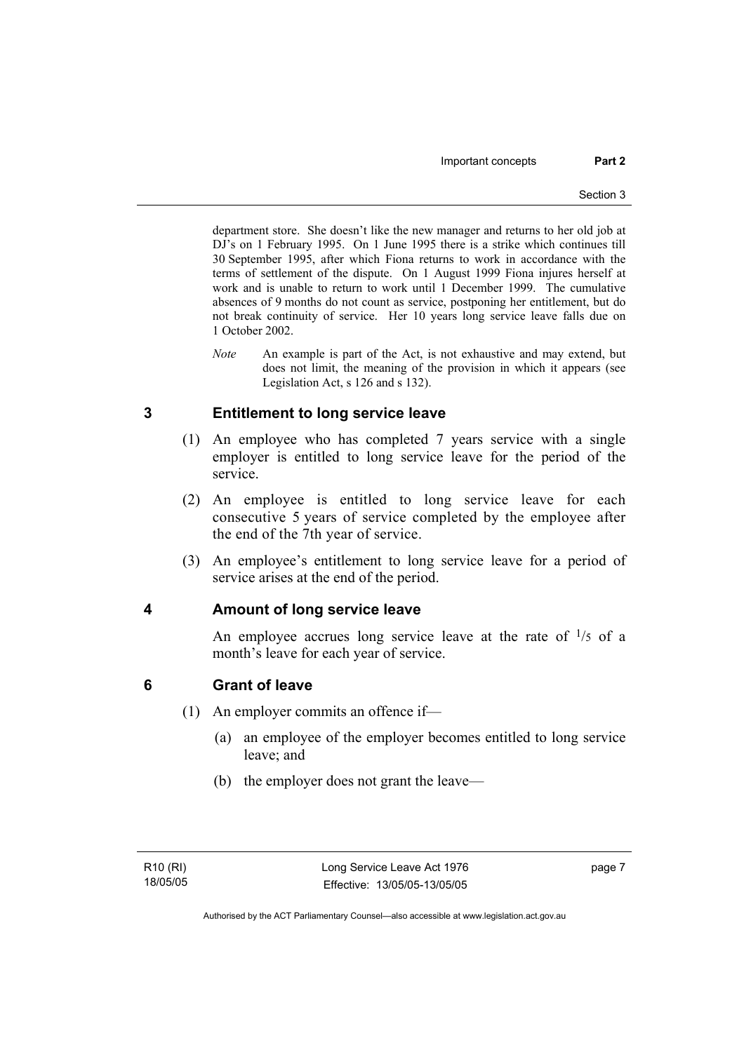department store. She doesn't like the new manager and returns to her old job at DJ's on 1 February 1995. On 1 June 1995 there is a strike which continues till 30 September 1995, after which Fiona returns to work in accordance with the terms of settlement of the dispute. On 1 August 1999 Fiona injures herself at work and is unable to return to work until 1 December 1999. The cumulative absences of 9 months do not count as service, postponing her entitlement, but do not break continuity of service. Her 10 years long service leave falls due on 1 October 2002.

*Note* An example is part of the Act, is not exhaustive and may extend, but does not limit, the meaning of the provision in which it appears (see Legislation Act, s 126 and s 132).

## 3 Entitlement to long service leave

(1) An employee who has completed 7 years service with a single employer is entitled to long service leave for the period of the service.

(2) An employee is entitled to long service leave for each consecutive 5 years of service completed by the employee after the end of the 7th year of service.

(3) An employee's entitlement to long service leave for a period of service arises at the end of the period.

## 4 Amount of long service leave

An employee accrues long service leave at the rate of $^{1}/_{5}$ of a month's leave for each year of service.

## 6 Grant of leave

(1) An employer commits an offence if—

(a) an employee of the employer becomes entitled to long service leave; and

(b) the employer does not grant the leave—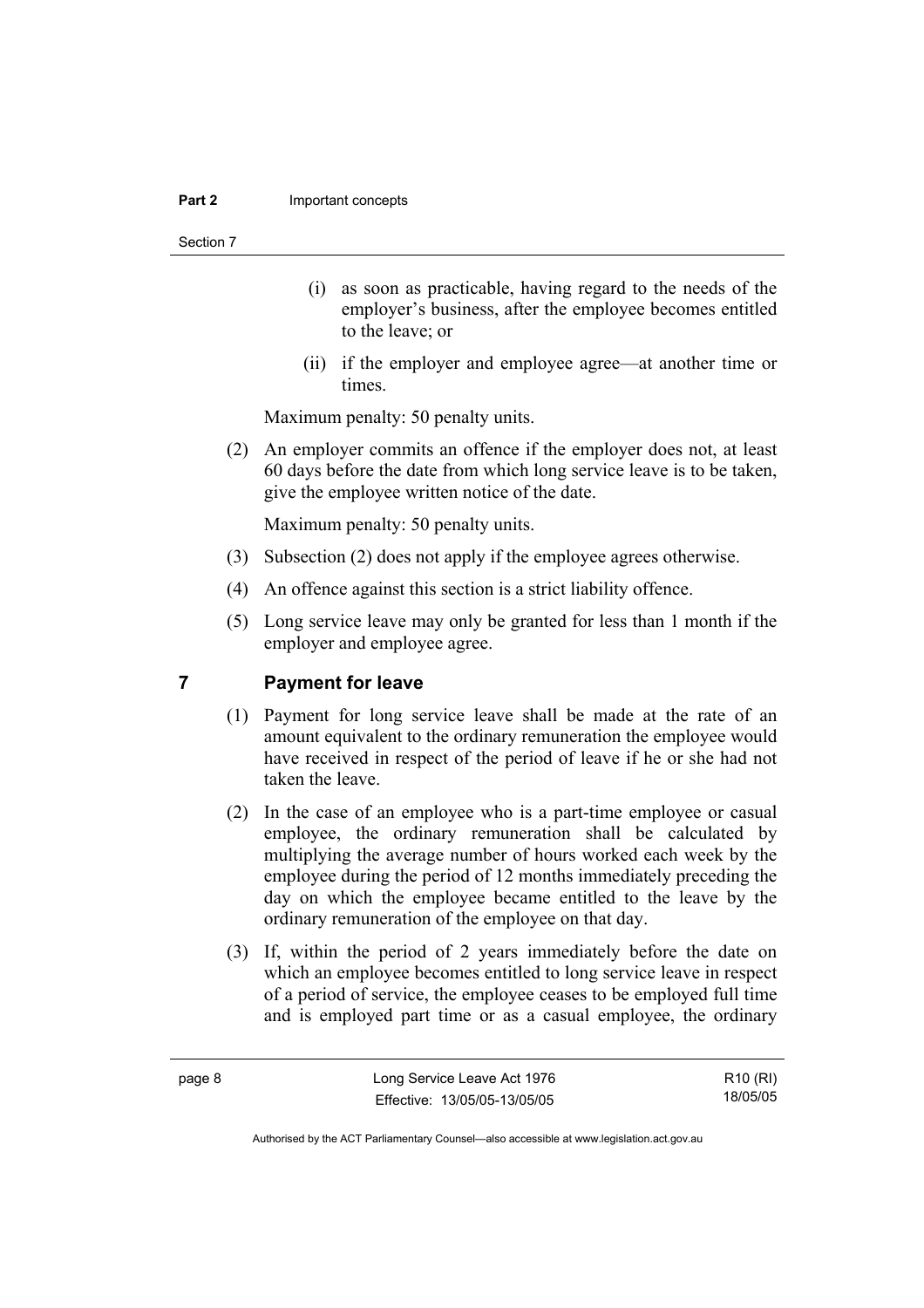(i) as soon as practicable, having regard to the needs of the employer's business, after the employee becomes entitled to the leave; or

(ii) if the employer and employee agree—at another time or times.

Maximum penalty: 50 penalty units.

(2) An employer commits an offence if the employer does not, at least 60 days before the date from which long service leave is to be taken, give the employee written notice of the date.

Maximum penalty: 50 penalty units.

(3) Subsection (2) does not apply if the employee agrees otherwise.

(4) An offence against this section is a strict liability offence.

(5) Long service leave may only be granted for less than 1 month if the employer and employee agree.

## 7 Payment for leave

(1) Payment for long service leave shall be made at the rate of an amount equivalent to the ordinary remuneration the employee would have received in respect of the period of leave if he or she had not taken the leave.

(2) In the case of an employee who is a part-time employee or casual employee, the ordinary remuneration shall be calculated by multiplying the average number of hours worked each week by the employee during the period of 12 months immediately preceding the day on which the employee became entitled to the leave by the ordinary remuneration of the employee on that day.

(3) If, within the period of 2 years immediately before the date on which an employee becomes entitled to long service leave in respect of a period of service, the employee ceases to be employed full time and is employed part time or as a casual employee, the ordinary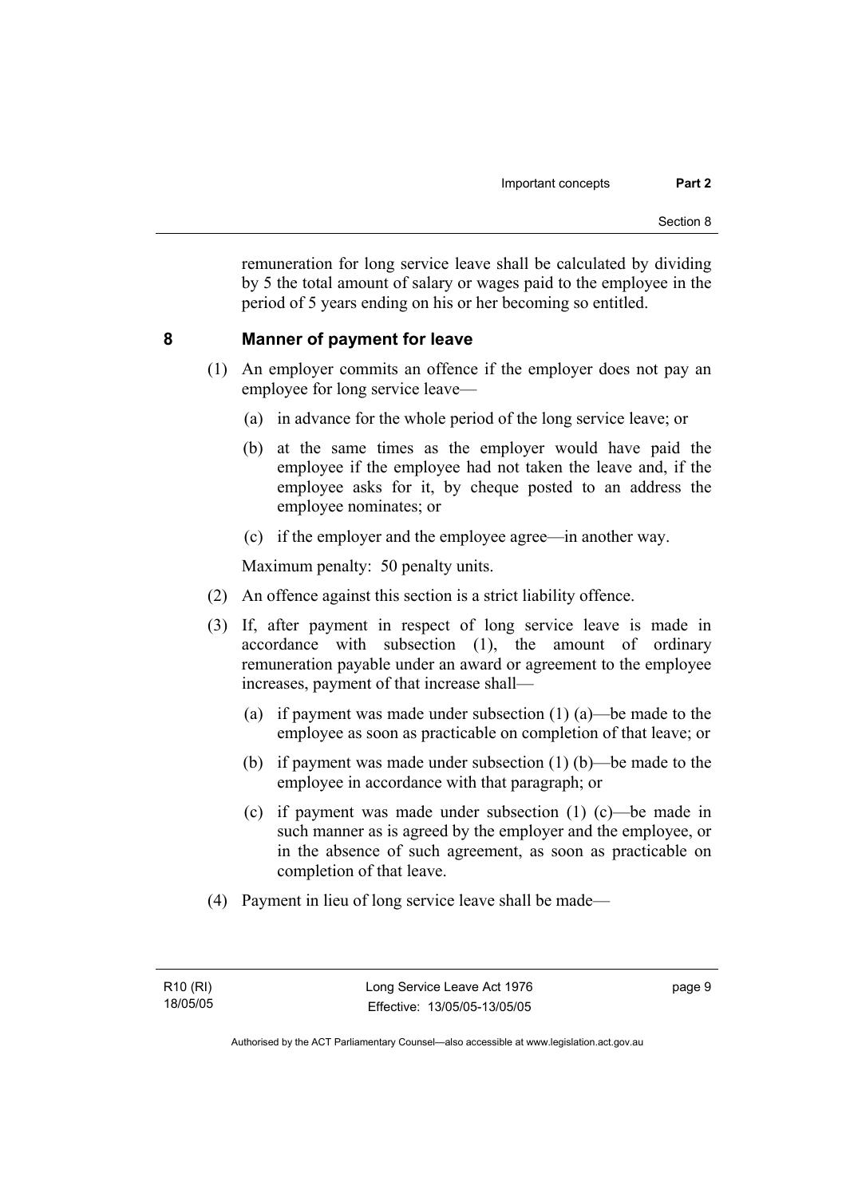remuneration for long service leave shall be calculated by dividing by 5 the total amount of salary or wages paid to the employee in the period of 5 years ending on his or her becoming so entitled.

## 8 Manner of payment for leave

(1) An employer commits an offence if the employer does not pay an employee for long service leave—

(a) in advance for the whole period of the long service leave; or

(b) at the same times as the employer would have paid the employee if the employee had not taken the leave and, if the employee asks for it, by cheque posted to an address the employee nominates; or

(c) if the employer and the employee agree—in another way.

Maximum penalty: 50 penalty units.

(2) An offence against this section is a strict liability offence.

(3) If, after payment in respect of long service leave is made in accordance with subsection (1), the amount of ordinary remuneration payable under an award or agreement to the employee increases, payment of that increase shall—

(a) if payment was made under subsection (1) (a)—be made to the employee as soon as practicable on completion of that leave; or

(b) if payment was made under subsection (1) (b)—be made to the employee in accordance with that paragraph; or

(c) if payment was made under subsection (1) (c)—be made in such manner as is agreed by the employer and the employee, or in the absence of such agreement, as soon as practicable on completion of that leave.

(4) Payment in lieu of long service leave shall be made—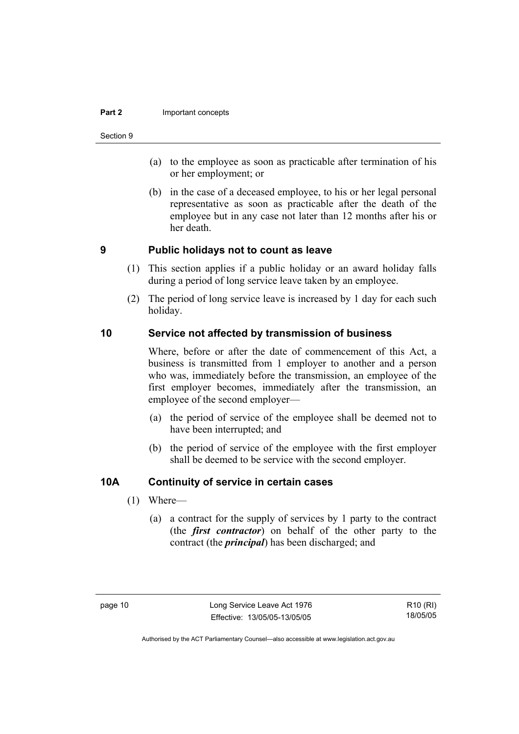(a) to the employee as soon as practicable after termination of his or her employment; or

(b) in the case of a deceased employee, to his or her legal personal representative as soon as practicable after the death of the employee but in any case not later than 12 months after his or her death.

## 9 Public holidays not to count as leave

(1) This section applies if a public holiday or an award holiday falls during a period of long service leave taken by an employee.

(2) The period of long service leave is increased by 1 day for each such holiday.

## 10 Service not affected by transmission of business

Where, before or after the date of commencement of this Act, a business is transmitted from 1 employer to another and a person who was, immediately before the transmission, an employee of the first employer becomes, immediately after the transmission, an employee of the second employer—

(a) the period of service of the employee shall be deemed not to have been interrupted; and

(b) the period of service of the employee with the first employer shall be deemed to be service with the second employer.

## 10A Continuity of service in certain cases

(1) Where—

(a) a contract for the supply of services by 1 party to the contract (the ***first contractor***) on behalf of the other party to the contract (the ***principal***) has been discharged; and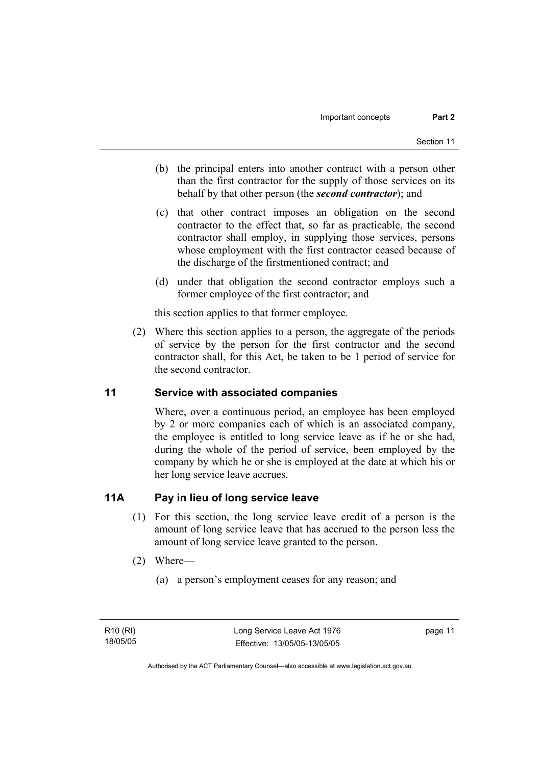(b) the principal enters into another contract with a person other than the first contractor for the supply of those services on its behalf by that other person (the ***second contractor***); and

(c) that other contract imposes an obligation on the second contractor to the effect that, so far as practicable, the second contractor shall employ, in supplying those services, persons whose employment with the first contractor ceased because of the discharge of the firstmentioned contract; and

(d) under that obligation the second contractor employs such a former employee of the first contractor; and

this section applies to that former employee.

(2) Where this section applies to a person, the aggregate of the periods of service by the person for the first contractor and the second contractor shall, for this Act, be taken to be 1 period of service for the second contractor.

## 11 Service with associated companies

Where, over a continuous period, an employee has been employed by 2 or more companies each of which is an associated company, the employee is entitled to long service leave as if he or she had, during the whole of the period of service, been employed by the company by which he or she is employed at the date at which his or her long service leave accrues.

## 11A Pay in lieu of long service leave

(1) For this section, the long service leave credit of a person is the amount of long service leave that has accrued to the person less the amount of long service leave granted to the person.

(2) Where—

(a) a person's employment ceases for any reason; and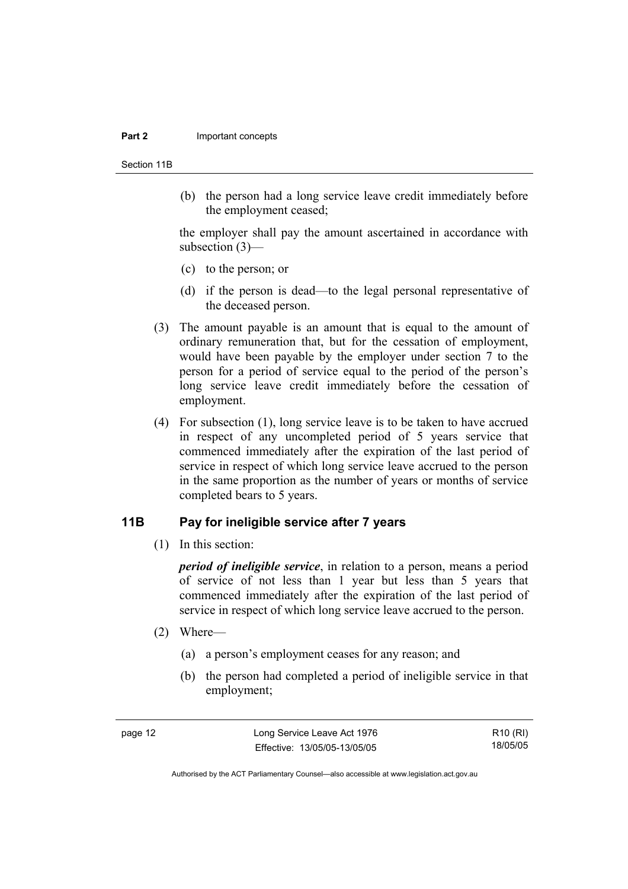(b) the person had a long service leave credit immediately before the employment ceased;

the employer shall pay the amount ascertained in accordance with subsection (3)—

(c) to the person; or

(d) if the person is dead—to the legal personal representative of the deceased person.

(3) The amount payable is an amount that is equal to the amount of ordinary remuneration that, but for the cessation of employment, would have been payable by the employer under section 7 to the person for a period of service equal to the period of the person's long service leave credit immediately before the cessation of employment.

(4) For subsection (1), long service leave is to be taken to have accrued in respect of any uncompleted period of 5 years service that commenced immediately after the expiration of the last period of service in respect of which long service leave accrued to the person in the same proportion as the number of years or months of service completed bears to 5 years.

## 11B Pay for ineligible service after 7 years

(1) In this section:

***period of ineligible service***, in relation to a person, means a period of service of not less than 1 year but less than 5 years that commenced immediately after the expiration of the last period of service in respect of which long service leave accrued to the person.

(2) Where—

(a) a person's employment ceases for any reason; and

(b) the person had completed a period of ineligible service in that employment;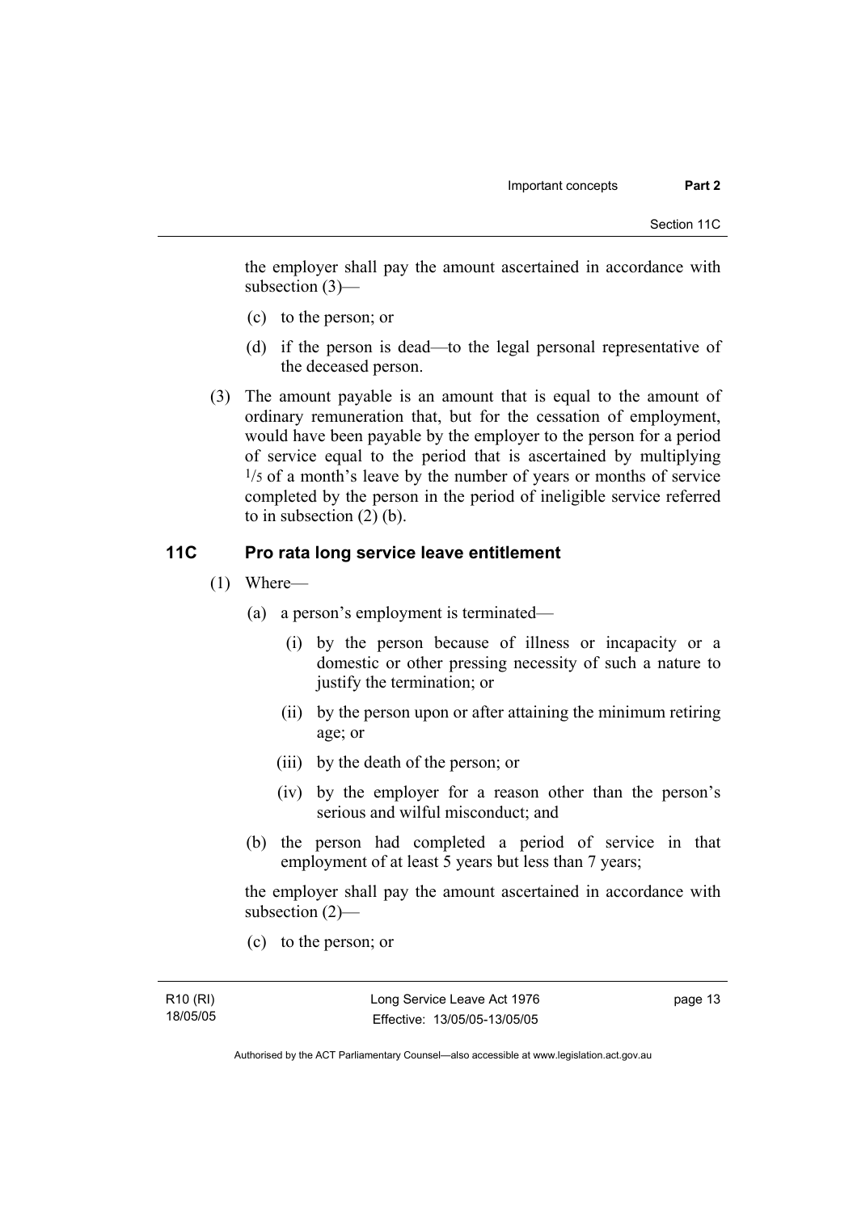the employer shall pay the amount ascertained in accordance with subsection (3)—

(c) to the person; or

(d) if the person is dead—to the legal personal representative of the deceased person.

(3) The amount payable is an amount that is equal to the amount of ordinary remuneration that, but for the cessation of employment, would have been payable by the employer to the person for a period of service equal to the period that is ascertained by multiplying $^1/_5$ of a month's leave by the number of years or months of service completed by the person in the period of ineligible service referred to in subsection (2) (b).

## 11C Pro rata long service leave entitlement

(1) Where—

(a) a person's employment is terminated—

(i) by the person because of illness or incapacity or a domestic or other pressing necessity of such a nature to justify the termination; or

(ii) by the person upon or after attaining the minimum retiring age; or

(iii) by the death of the person; or

(iv) by the employer for a reason other than the person's serious and wilful misconduct; and

(b) the person had completed a period of service in that employment of at least 5 years but less than 7 years;

the employer shall pay the amount ascertained in accordance with subsection (2)—

(c) to the person; or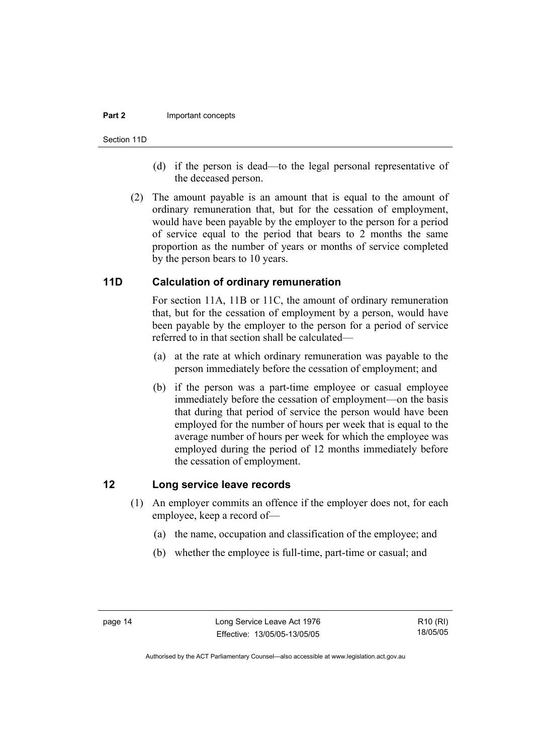(d) if the person is dead—to the legal personal representative of the deceased person.

(2) The amount payable is an amount that is equal to the amount of ordinary remuneration that, but for the cessation of employment, would have been payable by the employer to the person for a period of service equal to the period that bears to 2 months the same proportion as the number of years or months of service completed by the person bears to 10 years.

### 11D Calculation of ordinary remuneration

For section 11A, 11B or 11C, the amount of ordinary remuneration that, but for the cessation of employment by a person, would have been payable by the employer to the person for a period of service referred to in that section shall be calculated—

(a) at the rate at which ordinary remuneration was payable to the person immediately before the cessation of employment; and

(b) if the person was a part-time employee or casual employee immediately before the cessation of employment—on the basis that during that period of service the person would have been employed for the number of hours per week that is equal to the average number of hours per week for which the employee was employed during the period of 12 months immediately before the cessation of employment.

### 12 Long service leave records

(1) An employer commits an offence if the employer does not, for each employee, keep a record of—

(a) the name, occupation and classification of the employee; and

(b) whether the employee is full-time, part-time or casual; and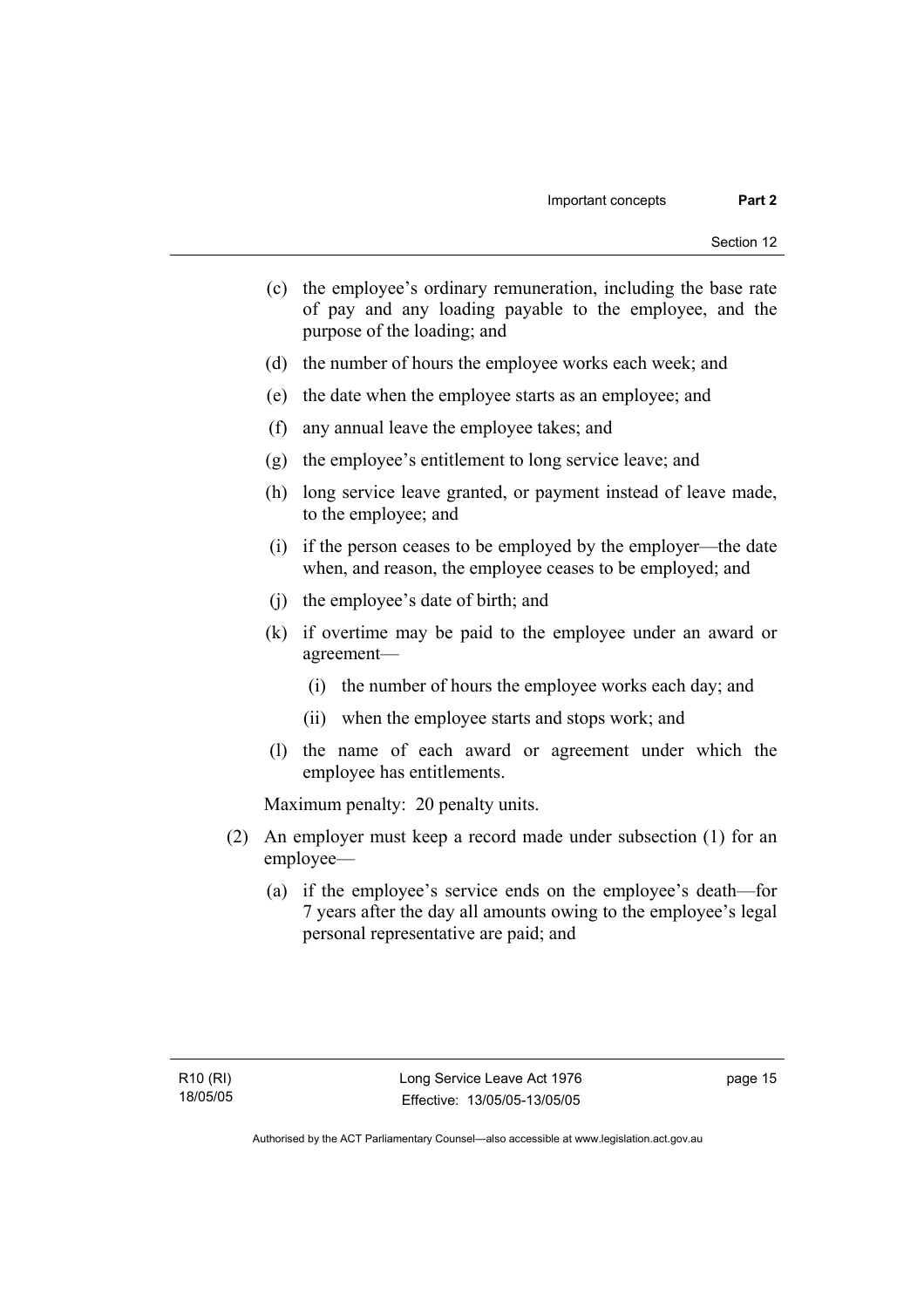(c) the employee's ordinary remuneration, including the base rate of pay and any loading payable to the employee, and the purpose of the loading; and

(d) the number of hours the employee works each week; and

(e) the date when the employee starts as an employee; and

(f) any annual leave the employee takes; and

(g) the employee's entitlement to long service leave; and

(h) long service leave granted, or payment instead of leave made, to the employee; and

(i) if the person ceases to be employed by the employer—the date when, and reason, the employee ceases to be employed; and

(j) the employee's date of birth; and

(k) if overtime may be paid to the employee under an award or agreement—

  (i) the number of hours the employee works each day; and

  (ii) when the employee starts and stops work; and

(l) the name of each award or agreement under which the employee has entitlements.

Maximum penalty: 20 penalty units.

(2) An employer must keep a record made under subsection (1) for an employee—

  (a) if the employee's service ends on the employee's death—for 7 years after the day all amounts owing to the employee's legal personal representative are paid; and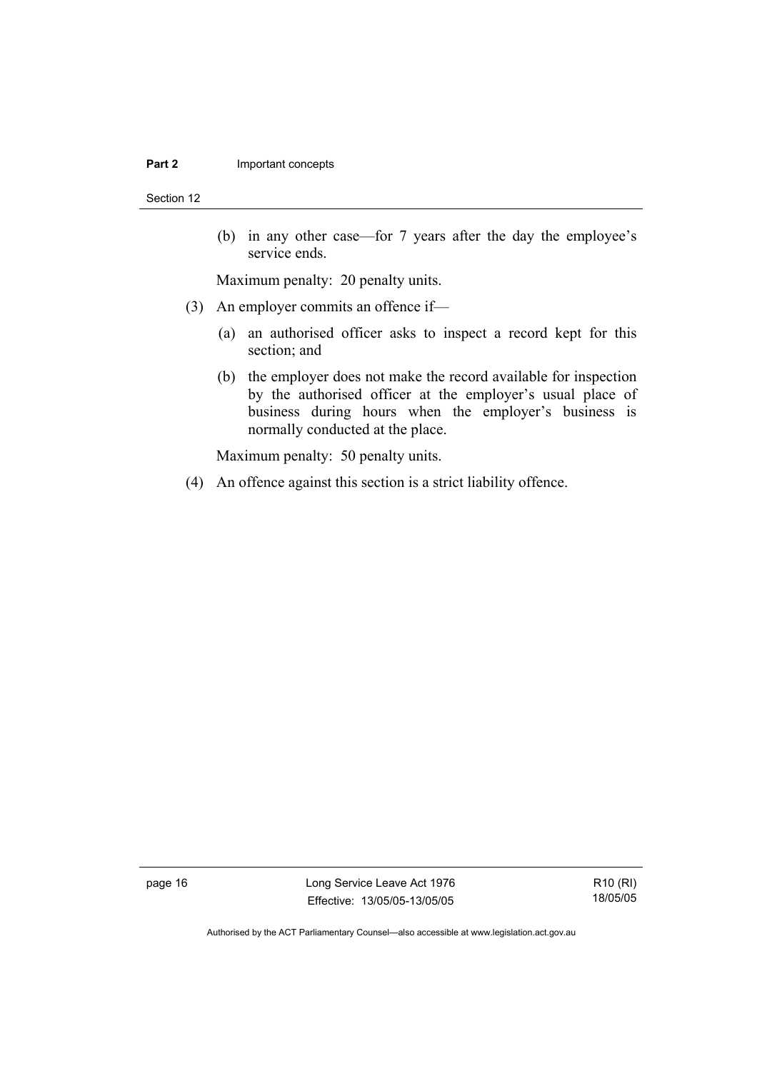(b) in any other case—for 7 years after the day the employee's service ends.

Maximum penalty: 20 penalty units.

(3) An employer commits an offence if—

(a) an authorised officer asks to inspect a record kept for this section; and

(b) the employer does not make the record available for inspection by the authorised officer at the employer's usual place of business during hours when the employer's business is normally conducted at the place.

Maximum penalty: 50 penalty units.

(4) An offence against this section is a strict liability offence.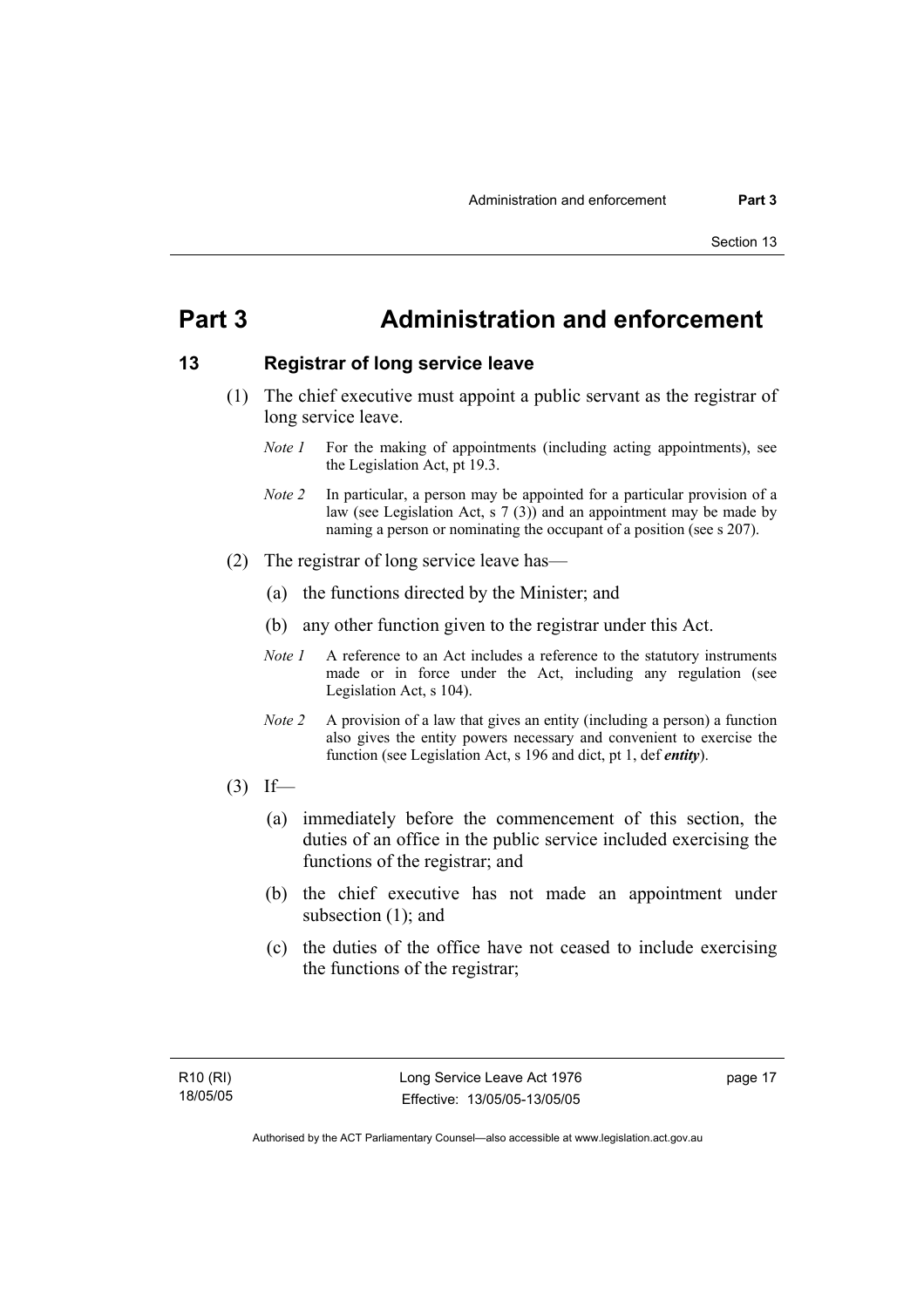# Part 3 Administration and enforcement

## 13 Registrar of long service leave

(1) The chief executive must appoint a public servant as the registrar of long service leave.

*Note 1* For the making of appointments (including acting appointments), see the Legislation Act, pt 19.3.

*Note 2* In particular, a person may be appointed for a particular provision of a law (see Legislation Act, s 7 (3)) and an appointment may be made by naming a person or nominating the occupant of a position (see s 207).

(2) The registrar of long service leave has—

(a) the functions directed by the Minister; and

(b) any other function given to the registrar under this Act.

*Note 1* A reference to an Act includes a reference to the statutory instruments made or in force under the Act, including any regulation (see Legislation Act, s 104).

*Note 2* A provision of a law that gives an entity (including a person) a function also gives the entity powers necessary and convenient to exercise the function (see Legislation Act, s 196 and dict, pt 1, def ***entity***).

(3) If—

(a) immediately before the commencement of this section, the duties of an office in the public service included exercising the functions of the registrar; and

(b) the chief executive has not made an appointment under subsection (1); and

(c) the duties of the office have not ceased to include exercising the functions of the registrar;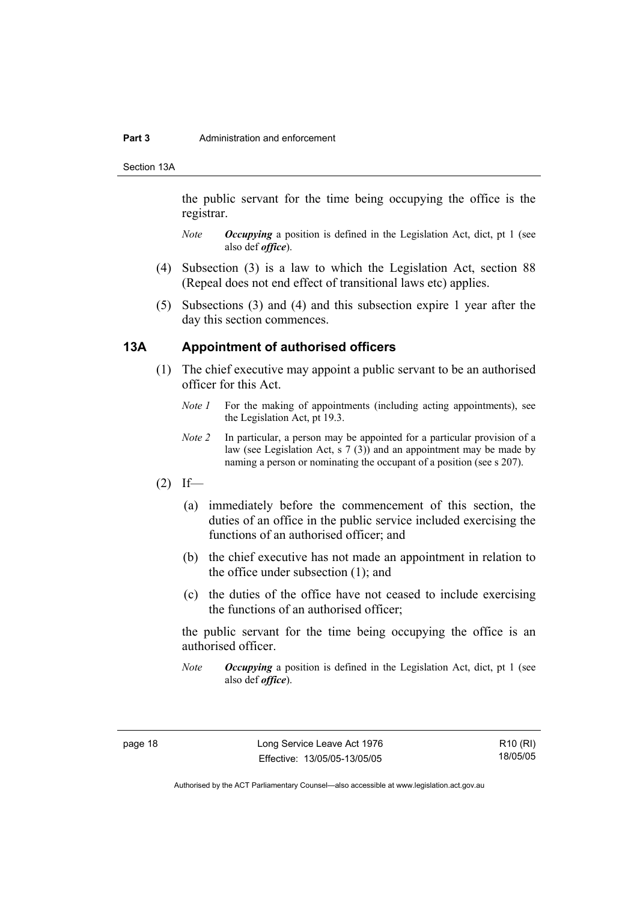the public servant for the time being occupying the office is the registrar.

*Note* ***Occupying*** a position is defined in the Legislation Act, dict, pt 1 (see also def ***office***).

(4) Subsection (3) is a law to which the Legislation Act, section 88 (Repeal does not end effect of transitional laws etc) applies.

(5) Subsections (3) and (4) and this subsection expire 1 year after the day this section commences.

## 13A Appointment of authorised officers

(1) The chief executive may appoint a public servant to be an authorised officer for this Act.

*Note 1* For the making of appointments (including acting appointments), see the Legislation Act, pt 19.3.

*Note 2* In particular, a person may be appointed for a particular provision of a law (see Legislation Act, s 7 (3)) and an appointment may be made by naming a person or nominating the occupant of a position (see s 207).

(2) If—

(a) immediately before the commencement of this section, the duties of an office in the public service included exercising the functions of an authorised officer; and

(b) the chief executive has not made an appointment in relation to the office under subsection (1); and

(c) the duties of the office have not ceased to include exercising the functions of an authorised officer;

the public servant for the time being occupying the office is an authorised officer.

*Note* ***Occupying*** a position is defined in the Legislation Act, dict, pt 1 (see also def ***office***).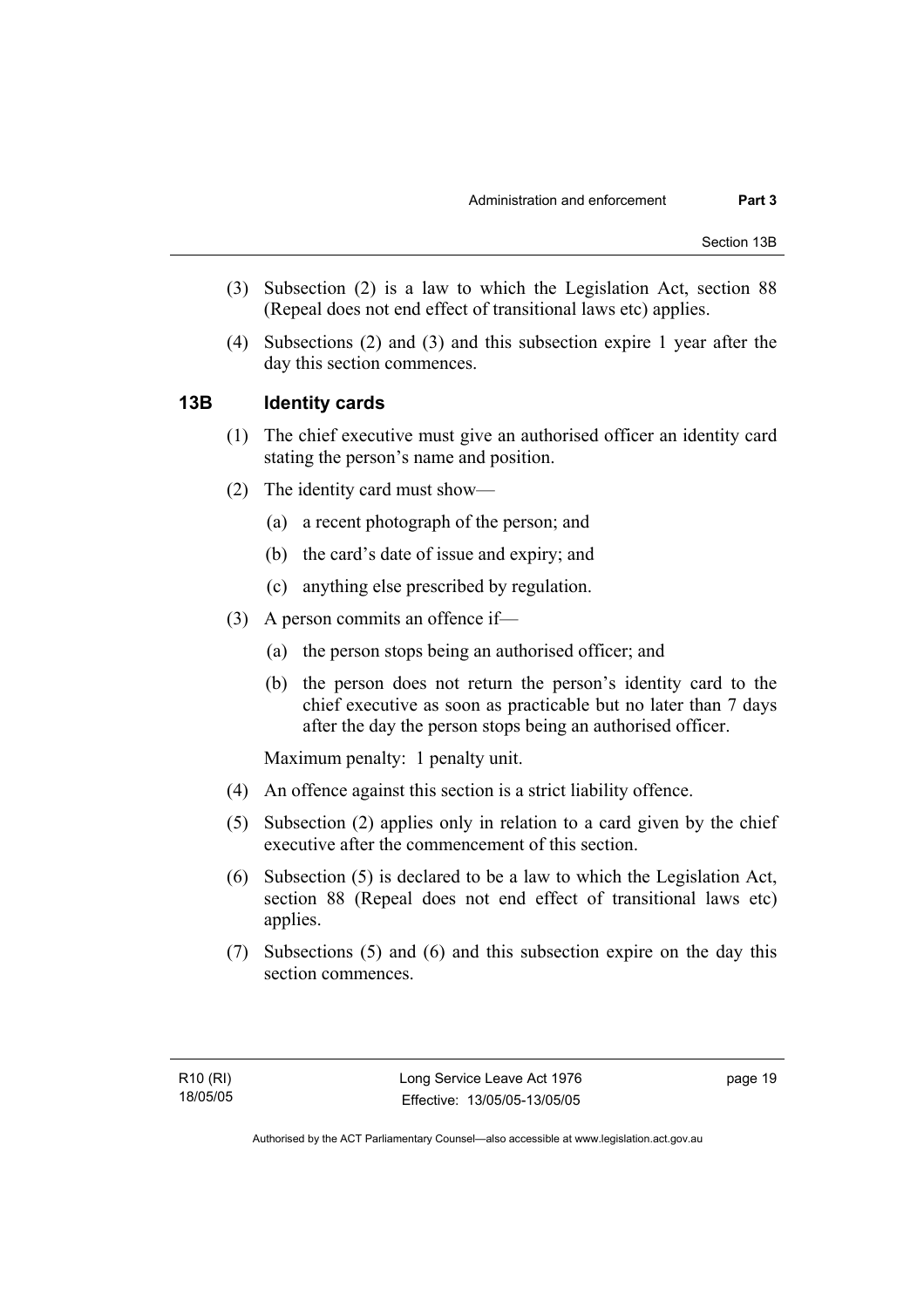(3) Subsection (2) is a law to which the Legislation Act, section 88 (Repeal does not end effect of transitional laws etc) applies.

(4) Subsections (2) and (3) and this subsection expire 1 year after the day this section commences.

## 13B Identity cards

(1) The chief executive must give an authorised officer an identity card stating the person's name and position.

(2) The identity card must show—

(a) a recent photograph of the person; and

(b) the card's date of issue and expiry; and

(c) anything else prescribed by regulation.

(3) A person commits an offence if—

(a) the person stops being an authorised officer; and

(b) the person does not return the person's identity card to the chief executive as soon as practicable but no later than 7 days after the day the person stops being an authorised officer.

Maximum penalty: 1 penalty unit.

(4) An offence against this section is a strict liability offence.

(5) Subsection (2) applies only in relation to a card given by the chief executive after the commencement of this section.

(6) Subsection (5) is declared to be a law to which the Legislation Act, section 88 (Repeal does not end effect of transitional laws etc) applies.

(7) Subsections (5) and (6) and this subsection expire on the day this section commences.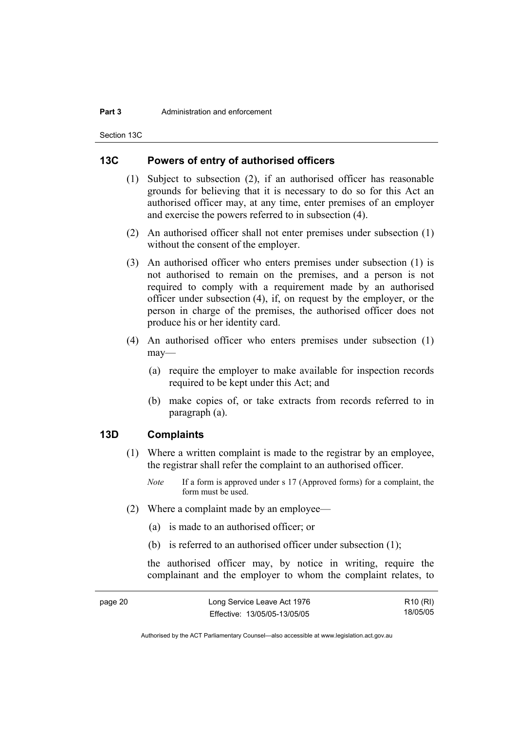## 13C Powers of entry of authorised officers

(1) Subject to subsection (2), if an authorised officer has reasonable grounds for believing that it is necessary to do so for this Act an authorised officer may, at any time, enter premises of an employer and exercise the powers referred to in subsection (4).

(2) An authorised officer shall not enter premises under subsection (1) without the consent of the employer.

(3) An authorised officer who enters premises under subsection (1) is not authorised to remain on the premises, and a person is not required to comply with a requirement made by an authorised officer under subsection (4), if, on request by the employer, or the person in charge of the premises, the authorised officer does not produce his or her identity card.

(4) An authorised officer who enters premises under subsection (1) may—

(a) require the employer to make available for inspection records required to be kept under this Act; and

(b) make copies of, or take extracts from records referred to in paragraph (a).

## 13D Complaints

(1) Where a written complaint is made to the registrar by an employee, the registrar shall refer the complaint to an authorised officer.

*Note* If a form is approved under s 17 (Approved forms) for a complaint, the form must be used.

(2) Where a complaint made by an employee—

(a) is made to an authorised officer; or

(b) is referred to an authorised officer under subsection (1);

the authorised officer may, by notice in writing, require the complainant and the employer to whom the complaint relates, to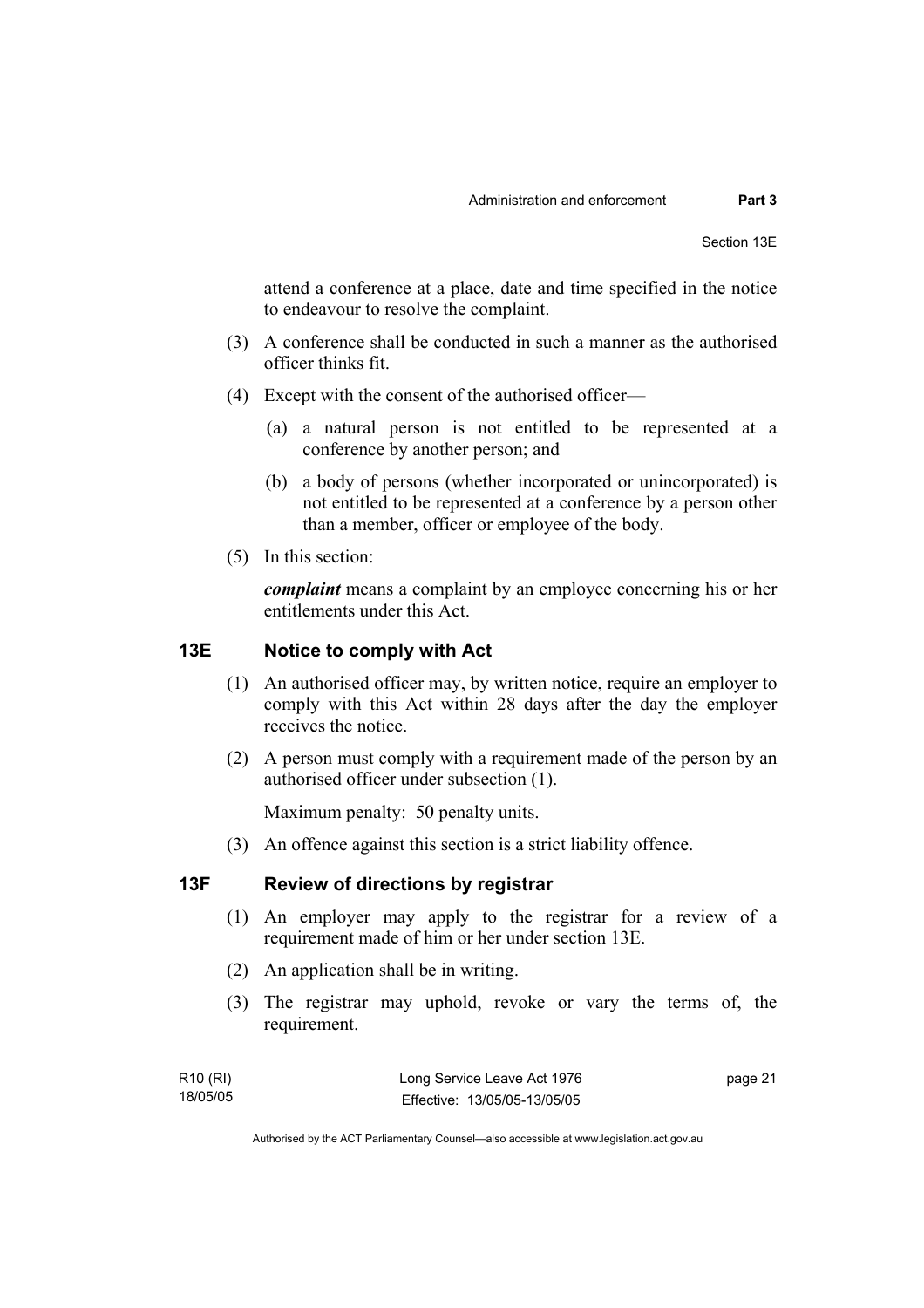attend a conference at a place, date and time specified in the notice to endeavour to resolve the complaint.

(3) A conference shall be conducted in such a manner as the authorised officer thinks fit.

(4) Except with the consent of the authorised officer—

(a) a natural person is not entitled to be represented at a conference by another person; and

(b) a body of persons (whether incorporated or unincorporated) is not entitled to be represented at a conference by a person other than a member, officer or employee of the body.

(5) In this section:

***complaint*** means a complaint by an employee concerning his or her entitlements under this Act.

## 13E Notice to comply with Act

(1) An authorised officer may, by written notice, require an employer to comply with this Act within 28 days after the day the employer receives the notice.

(2) A person must comply with a requirement made of the person by an authorised officer under subsection (1).

Maximum penalty: 50 penalty units.

(3) An offence against this section is a strict liability offence.

## 13F Review of directions by registrar

(1) An employer may apply to the registrar for a review of a requirement made of him or her under section 13E.

(2) An application shall be in writing.

(3) The registrar may uphold, revoke or vary the terms of, the requirement.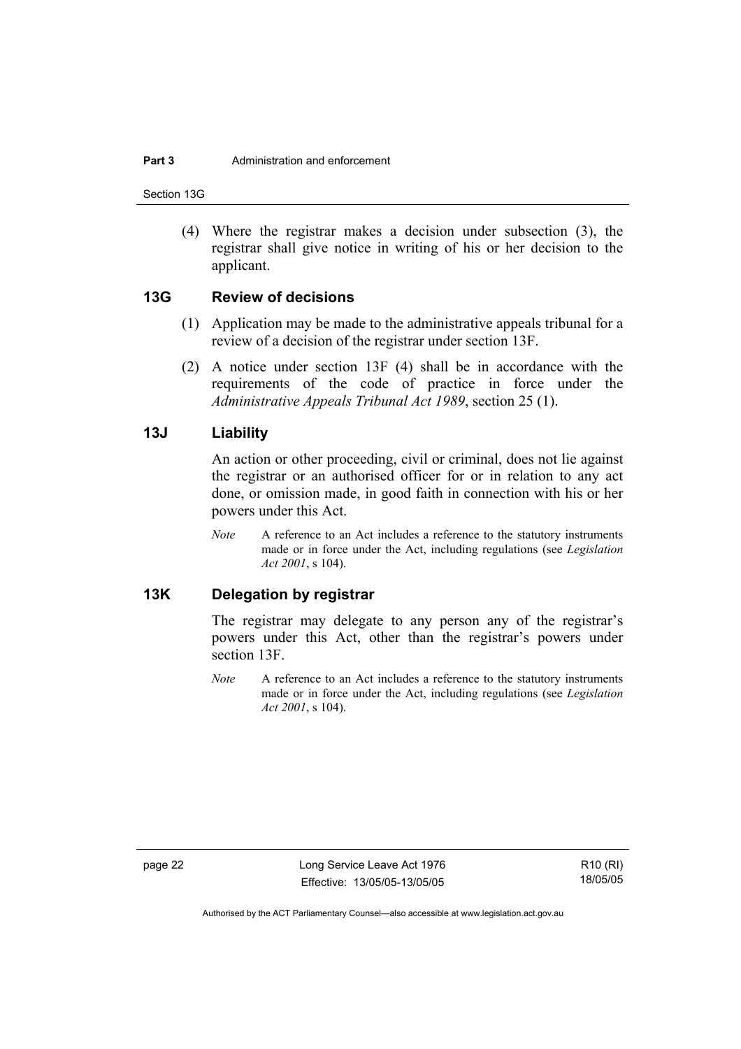(4) Where the registrar makes a decision under subsection (3), the registrar shall give notice in writing of his or her decision to the applicant.

## 13G Review of decisions

(1) Application may be made to the administrative appeals tribunal for a review of a decision of the registrar under section 13F.

(2) A notice under section 13F (4) shall be in accordance with the requirements of the code of practice in force under the *Administrative Appeals Tribunal Act 1989*, section 25 (1).

## 13J Liability

An action or other proceeding, civil or criminal, does not lie against the registrar or an authorised officer for or in relation to any act done, or omission made, in good faith in connection with his or her powers under this Act.

*Note* A reference to an Act includes a reference to the statutory instruments made or in force under the Act, including regulations (see *Legislation Act 2001*, s 104).

## 13K Delegation by registrar

The registrar may delegate to any person any of the registrar's powers under this Act, other than the registrar's powers under section 13F.

*Note* A reference to an Act includes a reference to the statutory instruments made or in force under the Act, including regulations (see *Legislation Act 2001*, s 104).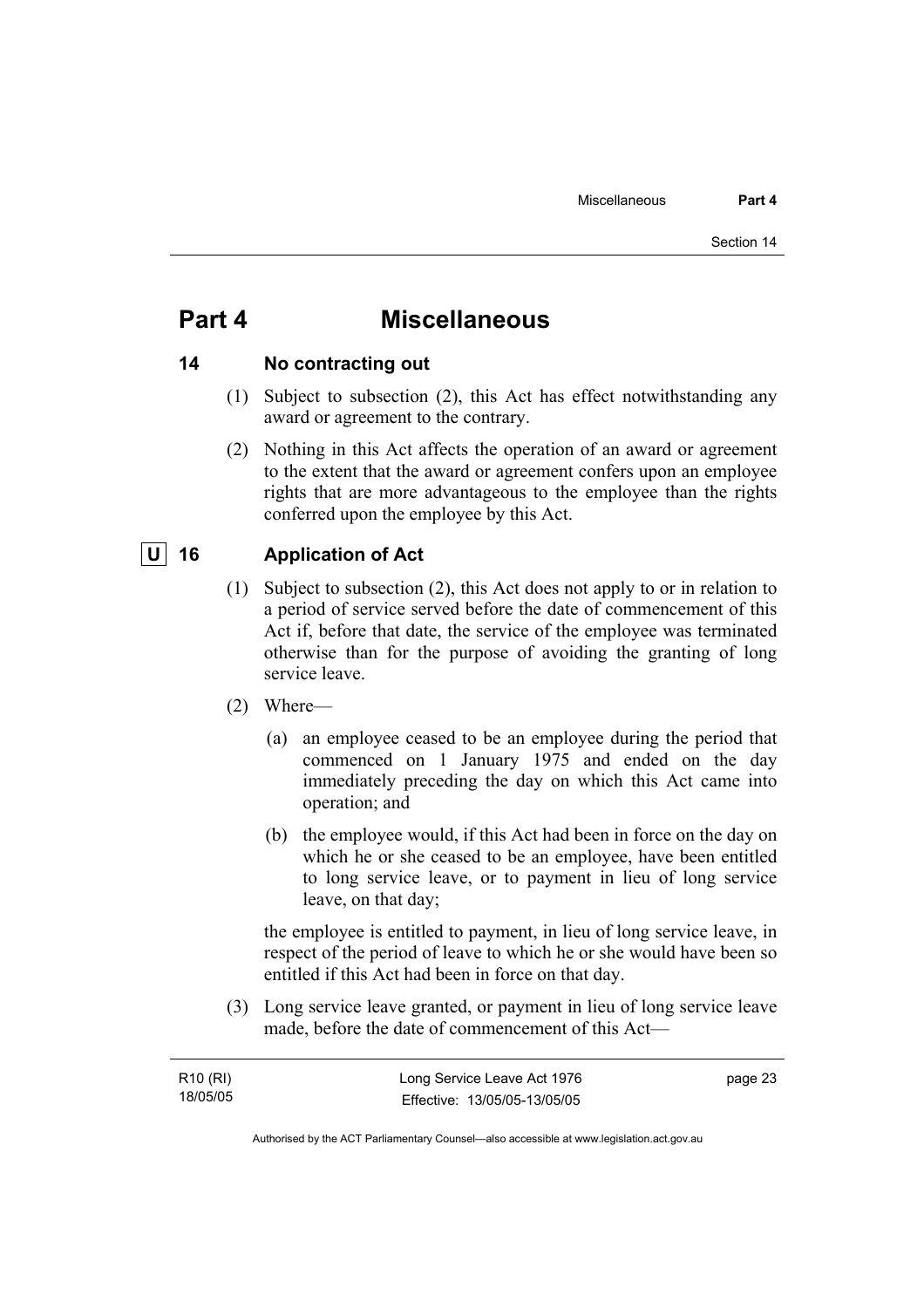# Part 4 Miscellaneous

## 14 No contracting out

(1) Subject to subsection (2), this Act has effect notwithstanding any award or agreement to the contrary.

(2) Nothing in this Act affects the operation of an award or agreement to the extent that the award or agreement confers upon an employee rights that are more advantageous to the employee than the rights conferred upon the employee by this Act.

## U 16 Application of Act

(1) Subject to subsection (2), this Act does not apply to or in relation to a period of service served before the date of commencement of this Act if, before that date, the service of the employee was terminated otherwise than for the purpose of avoiding the granting of long service leave.

(2) Where—

(a) an employee ceased to be an employee during the period that commenced on 1 January 1975 and ended on the day immediately preceding the day on which this Act came into operation; and

(b) the employee would, if this Act had been in force on the day on which he or she ceased to be an employee, have been entitled to long service leave, or to payment in lieu of long service leave, on that day;

the employee is entitled to payment, in lieu of long service leave, in respect of the period of leave to which he or she would have been so entitled if this Act had been in force on that day.

(3) Long service leave granted, or payment in lieu of long service leave made, before the date of commencement of this Act—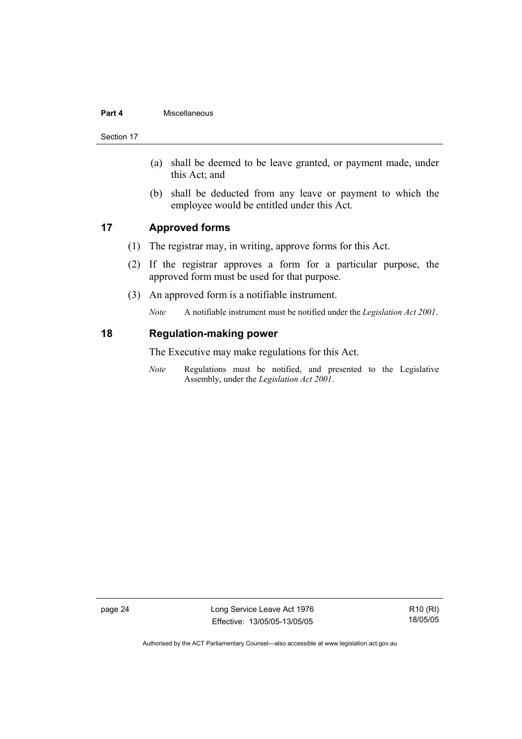(a) shall be deemed to be leave granted, or payment made, under this Act; and

(b) shall be deducted from any leave or payment to which the employee would be entitled under this Act.

## 17 Approved forms

(1) The registrar may, in writing, approve forms for this Act.

(2) If the registrar approves a form for a particular purpose, the approved form must be used for that purpose.

(3) An approved form is a notifiable instrument.

*Note* A notifiable instrument must be notified under the *Legislation Act 2001*.

## 18 Regulation-making power

The Executive may make regulations for this Act.

*Note* Regulations must be notified, and presented to the Legislative Assembly, under the *Legislation Act 2001*.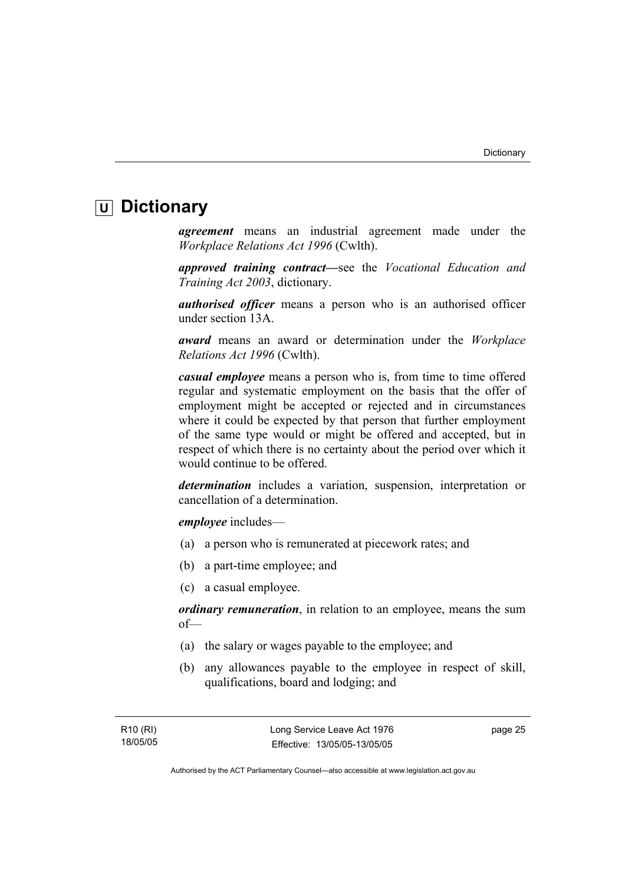# U Dictionary

***agreement*** means an industrial agreement made under the *Workplace Relations Act 1996* (Cwlth).

***approved training contract***—see the *Vocational Education and Training Act 2003*, dictionary.

***authorised officer*** means a person who is an authorised officer under section 13A.

***award*** means an award or determination under the *Workplace Relations Act 1996* (Cwlth).

***casual employee*** means a person who is, from time to time offered regular and systematic employment on the basis that the offer of employment might be accepted or rejected and in circumstances where it could be expected by that person that further employment of the same type would or might be offered and accepted, but in respect of which there is no certainty about the period over which it would continue to be offered.

***determination*** includes a variation, suspension, interpretation or cancellation of a determination.

***employee*** includes—

(a) a person who is remunerated at piecework rates; and

(b) a part-time employee; and

(c) a casual employee.

***ordinary remuneration***, in relation to an employee, means the sum of—

(a) the salary or wages payable to the employee; and

(b) any allowances payable to the employee in respect of skill, qualifications, board and lodging; and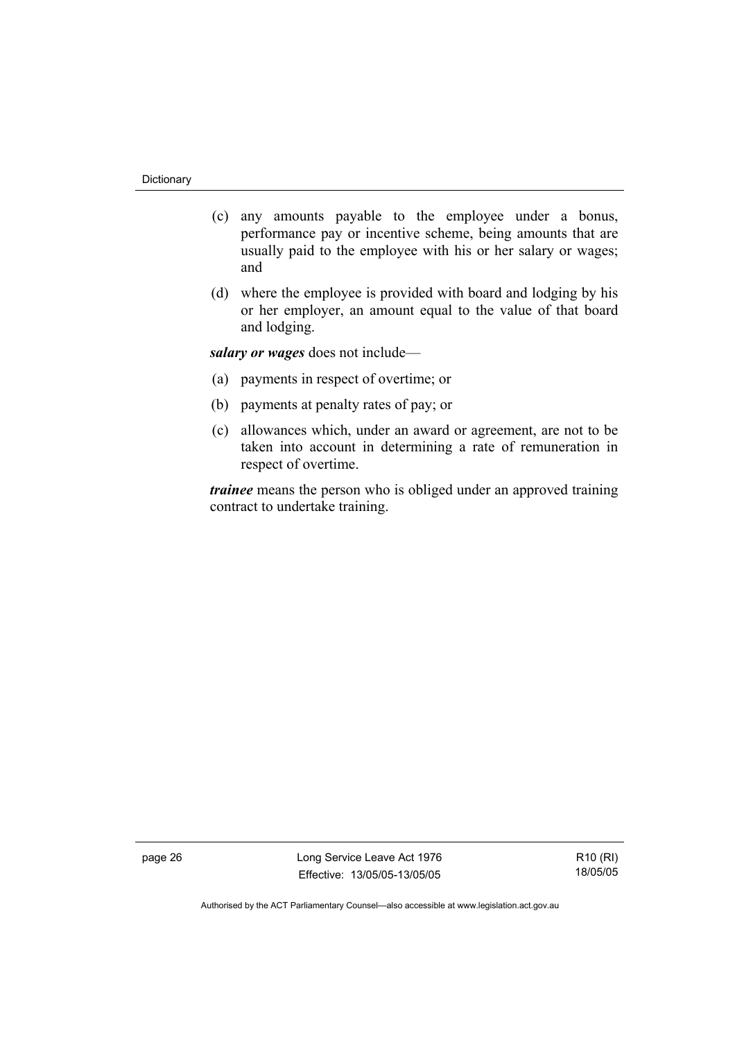(c) any amounts payable to the employee under a bonus, performance pay or incentive scheme, being amounts that are usually paid to the employee with his or her salary or wages; and

(d) where the employee is provided with board and lodging by his or her employer, an amount equal to the value of that board and lodging.

***salary or wages*** does not include—

(a) payments in respect of overtime; or

(b) payments at penalty rates of pay; or

(c) allowances which, under an award or agreement, are not to be taken into account in determining a rate of remuneration in respect of overtime.

***trainee*** means the person who is obliged under an approved training contract to undertake training.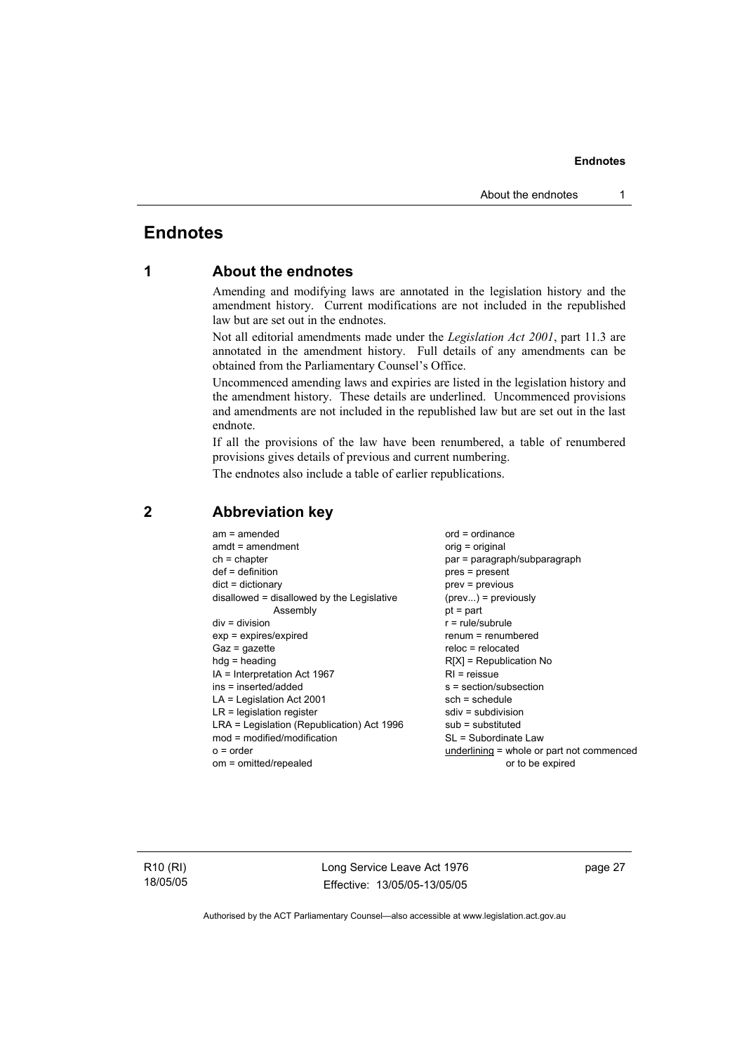# Endnotes

## 1 About the endnotes

Amending and modifying laws are annotated in the legislation history and the amendment history. Current modifications are not included in the republished law but are set out in the endnotes.

Not all editorial amendments made under the *Legislation Act 2001*, part 11.3 are annotated in the amendment history. Full details of any amendments can be obtained from the Parliamentary Counsel's Office.

Uncommenced amending laws and expiries are listed in the legislation history and the amendment history. These details are underlined. Uncommenced provisions and amendments are not included in the republished law but are set out in the last endnote.

If all the provisions of the law have been renumbered, a table of renumbered provisions gives details of previous and current numbering.

The endnotes also include a table of earlier republications.

## 2 Abbreviation key

am = amended
amdt = amendment
ch = chapter
def = definition
dict = dictionary
disallowed = disallowed by the Legislative Assembly
div = division
exp = expires/expired
Gaz = gazette
hdg = heading
IA = Interpretation Act 1967
ins = inserted/added
LA = Legislation Act 2001
LR = legislation register
LRA = Legislation (Republication) Act 1996
mod = modified/modification
o = order
om = omitted/repealed
ord = ordinance
orig = original
par = paragraph/subparagraph
pres = present
prev = previous
(prev...) = previously
pt = part
r = rule/subrule
renum = renumbered
reloc = relocated
R[X] = Republication No
RI = reissue
s = section/subsection
sch = schedule
sdiv = subdivision
sub = substituted
SL = Subordinate Law
<u>underlining</u> = whole or part not commenced or to be expired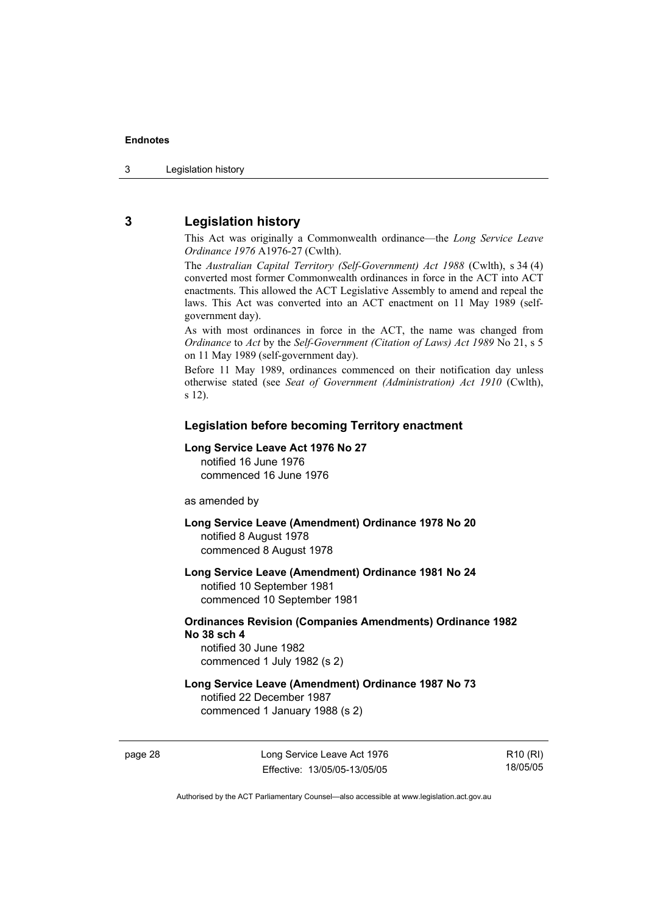## 3 Legislation history

This Act was originally a Commonwealth ordinance—the *Long Service Leave Ordinance 1976* A1976-27 (Cwlth).

The *Australian Capital Territory (Self-Government) Act 1988* (Cwlth), s 34 (4) converted most former Commonwealth ordinances in force in the ACT into ACT enactments. This allowed the ACT Legislative Assembly to amend and repeal the laws. This Act was converted into an ACT enactment on 11 May 1989 (self-government day).

As with most ordinances in force in the ACT, the name was changed from *Ordinance* to *Act* by the *Self-Government (Citation of Laws) Act 1989* No 21, s 5 on 11 May 1989 (self-government day).

Before 11 May 1989, ordinances commenced on their notification day unless otherwise stated (see *Seat of Government (Administration) Act 1910* (Cwlth), s 12).

### Legislation before becoming Territory enactment

**Long Service Leave Act 1976 No 27**
notified 16 June 1976
commenced 16 June 1976

as amended by

**Long Service Leave (Amendment) Ordinance 1978 No 20**
notified 8 August 1978
commenced 8 August 1978

**Long Service Leave (Amendment) Ordinance 1981 No 24**
notified 10 September 1981
commenced 10 September 1981

**Ordinances Revision (Companies Amendments) Ordinance 1982 No 38 sch 4**
notified 30 June 1982
commenced 1 July 1982 (s 2)

**Long Service Leave (Amendment) Ordinance 1987 No 73**
notified 22 December 1987
commenced 1 January 1988 (s 2)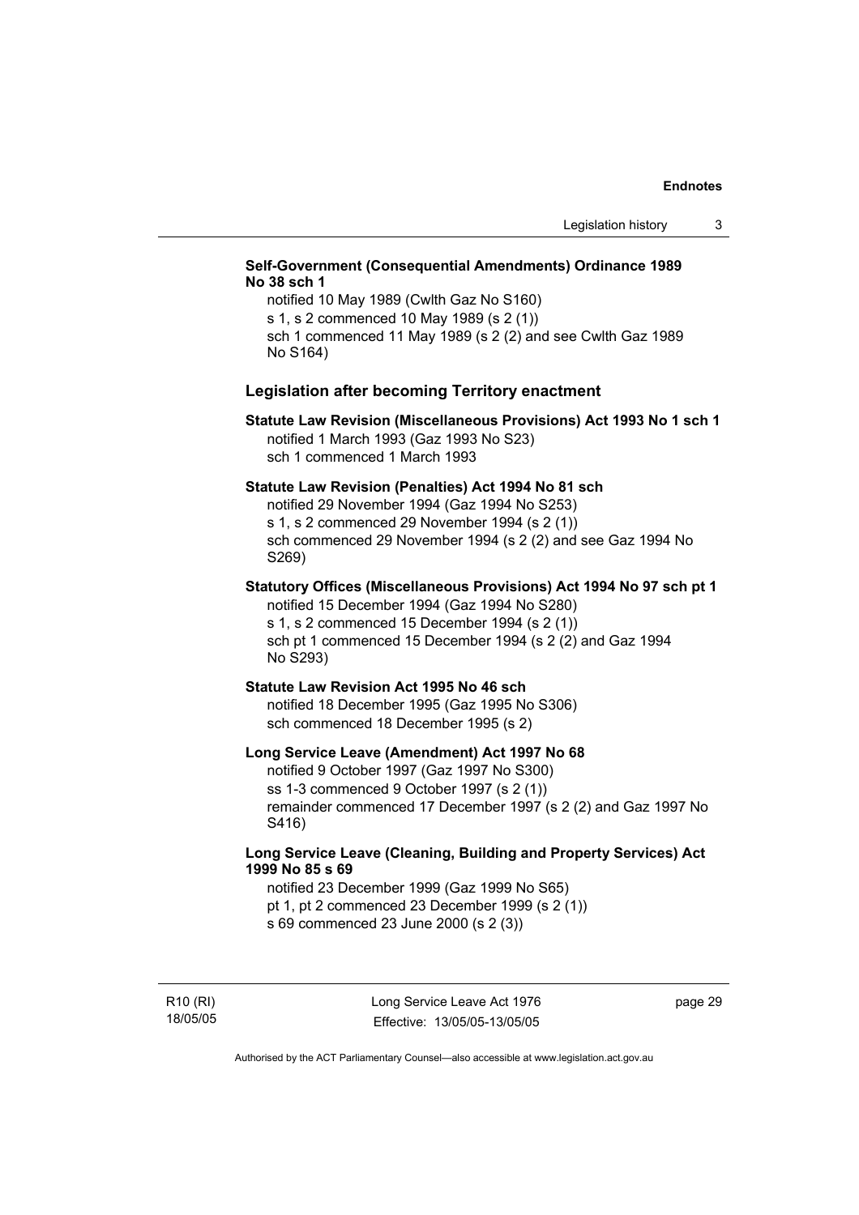**Self-Government (Consequential Amendments) Ordinance 1989 No 38 sch 1**

notified 10 May 1989 (Cwlth Gaz No S160)
s 1, s 2 commenced 10 May 1989 (s 2 (1))
sch 1 commenced 11 May 1989 (s 2 (2) and see Cwlth Gaz 1989 No S164)

## Legislation after becoming Territory enactment

**Statute Law Revision (Miscellaneous Provisions) Act 1993 No 1 sch 1**

notified 1 March 1993 (Gaz 1993 No S23)
sch 1 commenced 1 March 1993

**Statute Law Revision (Penalties) Act 1994 No 81 sch**

notified 29 November 1994 (Gaz 1994 No S253)
s 1, s 2 commenced 29 November 1994 (s 2 (1))
sch commenced 29 November 1994 (s 2 (2) and see Gaz 1994 No S269)

**Statutory Offices (Miscellaneous Provisions) Act 1994 No 97 sch pt 1**

notified 15 December 1994 (Gaz 1994 No S280)
s 1, s 2 commenced 15 December 1994 (s 2 (1))
sch pt 1 commenced 15 December 1994 (s 2 (2) and Gaz 1994 No S293)

**Statute Law Revision Act 1995 No 46 sch**

notified 18 December 1995 (Gaz 1995 No S306)
sch commenced 18 December 1995 (s 2)

**Long Service Leave (Amendment) Act 1997 No 68**

notified 9 October 1997 (Gaz 1997 No S300)
ss 1-3 commenced 9 October 1997 (s 2 (1))
remainder commenced 17 December 1997 (s 2 (2) and Gaz 1997 No S416)

**Long Service Leave (Cleaning, Building and Property Services) Act 1999 No 85 s 69**

notified 23 December 1999 (Gaz 1999 No S65)
pt 1, pt 2 commenced 23 December 1999 (s 2 (1))
s 69 commenced 23 June 2000 (s 2 (3))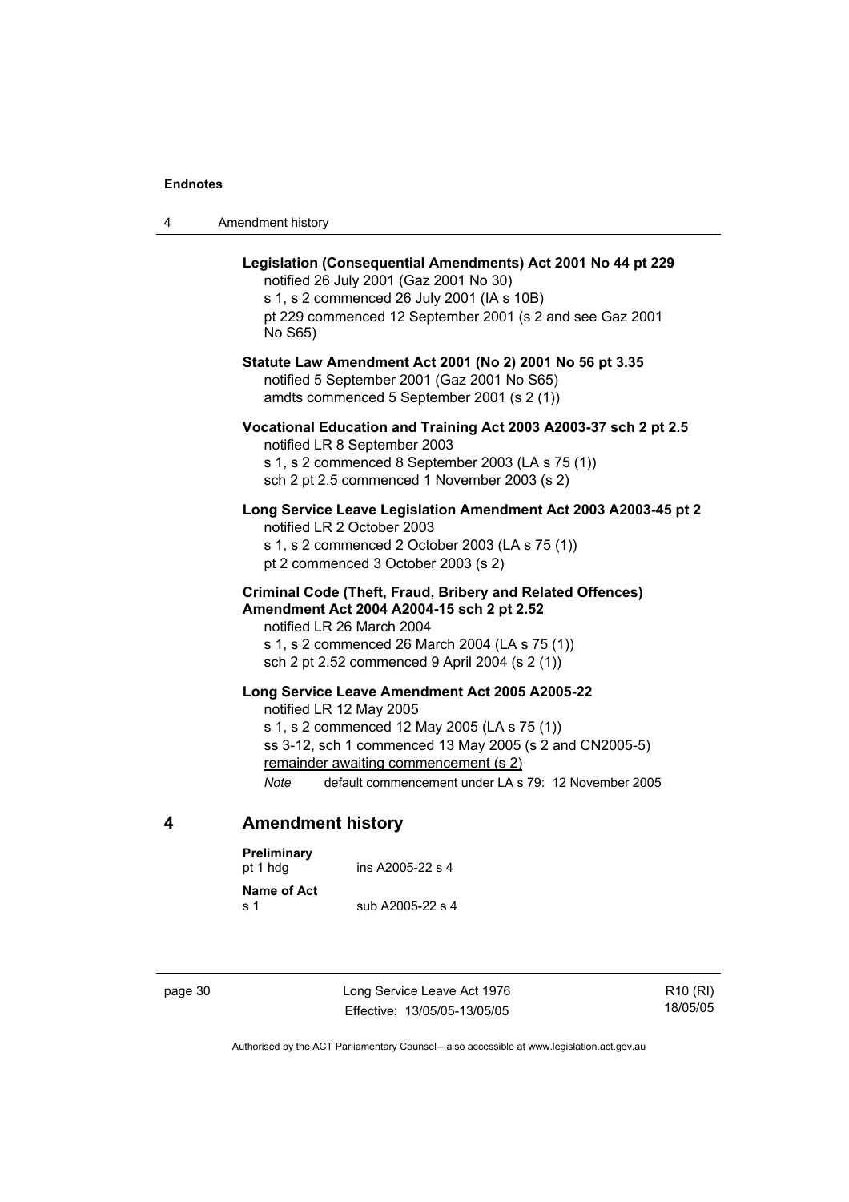**Legislation (Consequential Amendments) Act 2001 No 44 pt 229**
notified 26 July 2001 (Gaz 2001 No 30)
s 1, s 2 commenced 26 July 2001 (IA s 10B)
pt 229 commenced 12 September 2001 (s 2 and see Gaz 2001 No S65)

**Statute Law Amendment Act 2001 (No 2) 2001 No 56 pt 3.35**
notified 5 September 2001 (Gaz 2001 No S65)
amdts commenced 5 September 2001 (s 2 (1))

**Vocational Education and Training Act 2003 A2003-37 sch 2 pt 2.5**
notified LR 8 September 2003
s 1, s 2 commenced 8 September 2003 (LA s 75 (1))
sch 2 pt 2.5 commenced 1 November 2003 (s 2)

**Long Service Leave Legislation Amendment Act 2003 A2003-45 pt 2**
notified LR 2 October 2003
s 1, s 2 commenced 2 October 2003 (LA s 75 (1))
pt 2 commenced 3 October 2003 (s 2)

**Criminal Code (Theft, Fraud, Bribery and Related Offences) Amendment Act 2004 A2004-15 sch 2 pt 2.52**
notified LR 26 March 2004
s 1, s 2 commenced 26 March 2004 (LA s 75 (1))
sch 2 pt 2.52 commenced 9 April 2004 (s 2 (1))

**Long Service Leave Amendment Act 2005 A2005-22**
notified LR 12 May 2005
s 1, s 2 commenced 12 May 2005 (LA s 75 (1))
ss 3-12, sch 1 commenced 13 May 2005 (s 2 and CN2005-5)
remainder awaiting commencement (s 2)

*Note* default commencement under LA s 79: 12 November 2005

## 4 Amendment history

**Preliminary**
pt 1 hdg ins A2005-22 s 4

**Name of Act**
s 1 sub A2005-22 s 4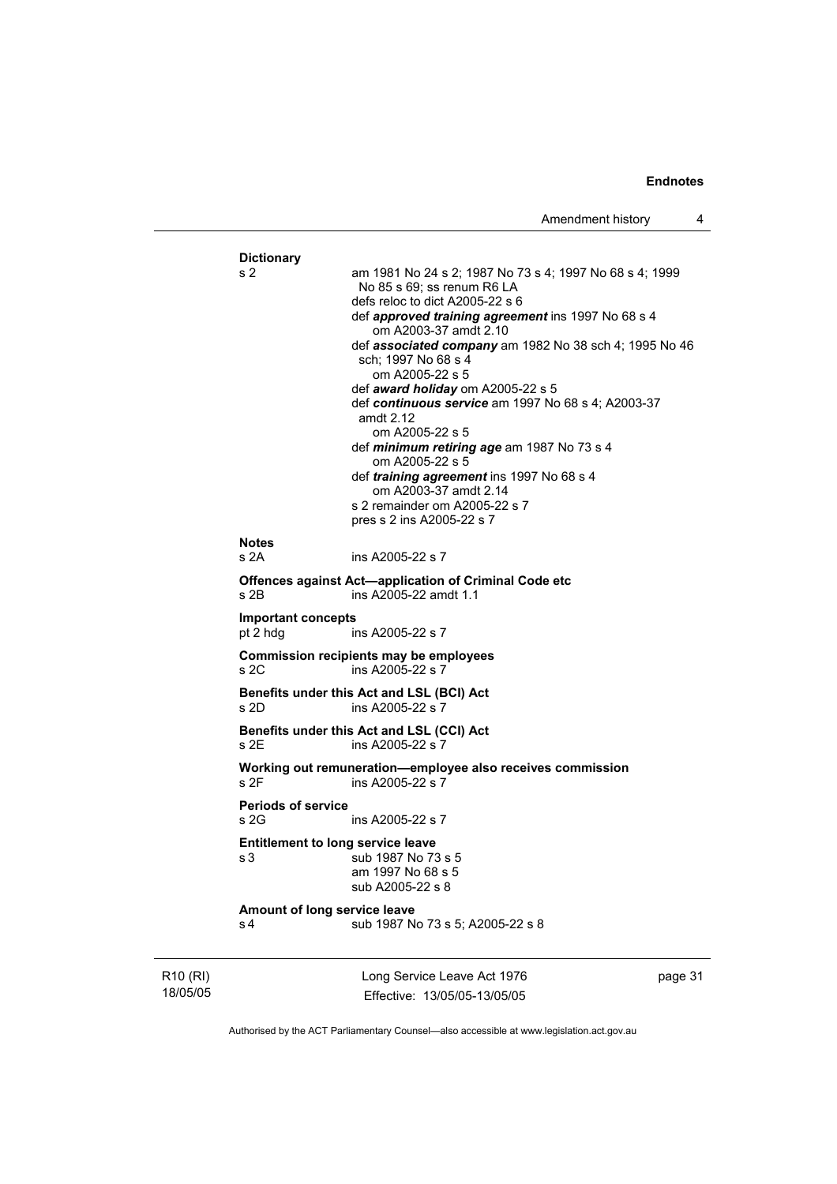**Dictionary**

s 2 am 1981 No 24 s 2; 1987 No 73 s 4; 1997 No 68 s 4; 1999 No 85 s 69; ss renum R6 LA
defs reloc to dict A2005-22 s 6
def ***approved training agreement*** ins 1997 No 68 s 4
om A2003-37 amdt 2.10
def ***associated company*** am 1982 No 38 sch 4; 1995 No 46 sch; 1997 No 68 s 4
om A2005-22 s 5
def ***award holiday*** om A2005-22 s 5
def ***continuous service*** am 1997 No 68 s 4; A2003-37 amdt 2.12
om A2005-22 s 5
def ***minimum retiring age*** am 1987 No 73 s 4
om A2005-22 s 5
def ***training agreement*** ins 1997 No 68 s 4
om A2003-37 amdt 2.14
s 2 remainder om A2005-22 s 7
pres s 2 ins A2005-22 s 7

**Notes**

s 2A ins A2005-22 s 7

**Offences against Act—application of Criminal Code etc**

s 2B ins A2005-22 amdt 1.1

**Important concepts**

pt 2 hdg ins A2005-22 s 7

**Commission recipients may be employees**

s 2C ins A2005-22 s 7

**Benefits under this Act and LSL (BCI) Act**

s 2D ins A2005-22 s 7

**Benefits under this Act and LSL (CCI) Act**

s 2E ins A2005-22 s 7

**Working out remuneration—employee also receives commission**

s 2F ins A2005-22 s 7

**Periods of service**

s 2G ins A2005-22 s 7

**Entitlement to long service leave**

s 3 sub 1987 No 73 s 5
am 1997 No 68 s 5
sub A2005-22 s 8

**Amount of long service leave**

s 4 sub 1987 No 73 s 5; A2005-22 s 8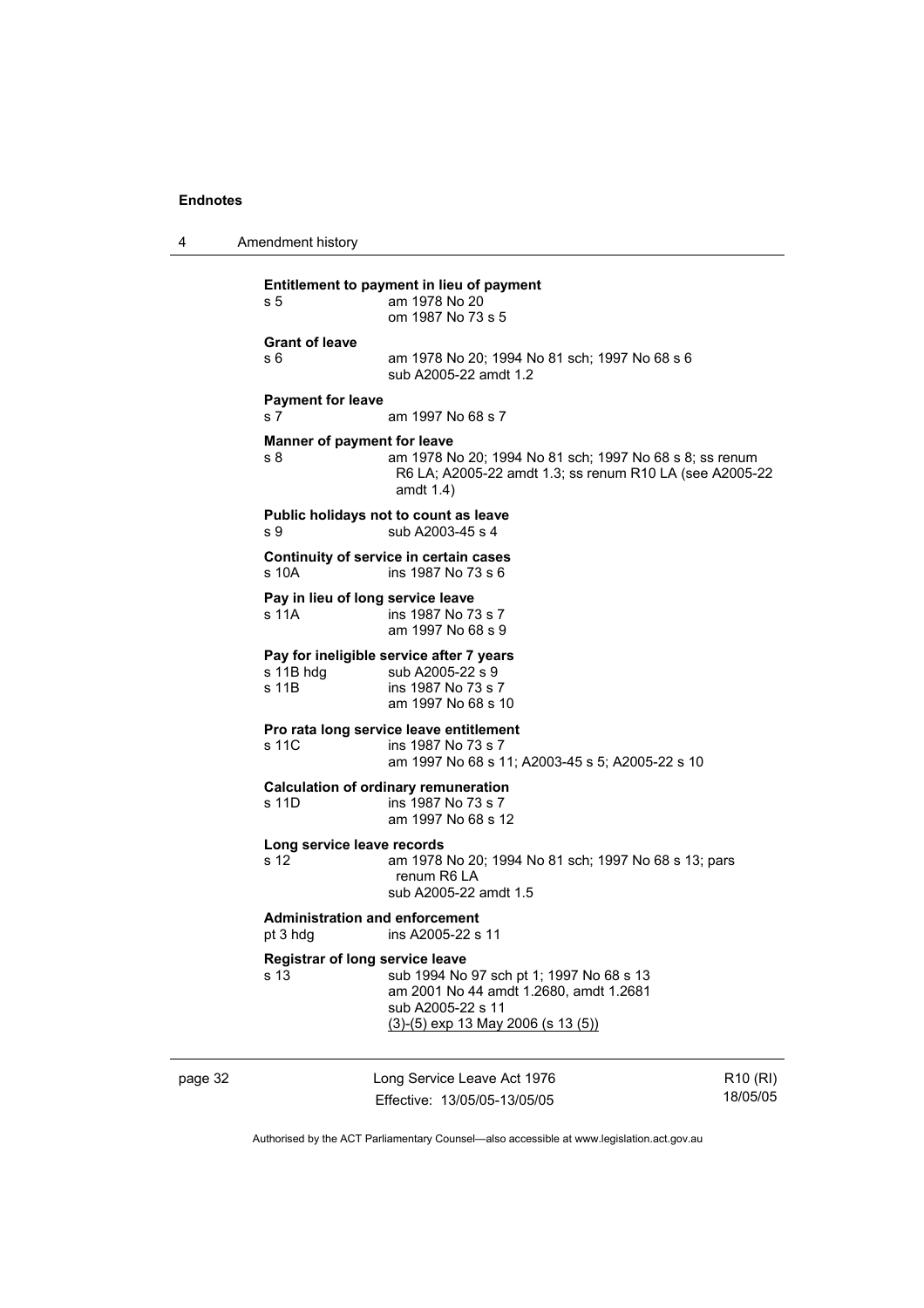**Entitlement to payment in lieu of payment**

s 5 — am 1978 No 20
om 1987 No 73 s 5

**Grant of leave**

s 6 — am 1978 No 20; 1994 No 81 sch; 1997 No 68 s 6
sub A2005-22 amdt 1.2

**Payment for leave**

s 7 — am 1997 No 68 s 7

**Manner of payment for leave**

s 8 — am 1978 No 20; 1994 No 81 sch; 1997 No 68 s 8; ss renum R6 LA; A2005-22 amdt 1.3; ss renum R10 LA (see A2005-22 amdt 1.4)

**Public holidays not to count as leave**

s 9 — sub A2003-45 s 4

**Continuity of service in certain cases**

s 10A — ins 1987 No 73 s 6

**Pay in lieu of long service leave**

s 11A — ins 1987 No 73 s 7
am 1997 No 68 s 9

**Pay for ineligible service after 7 years**

s 11B hdg — sub A2005-22 s 9
s 11B — ins 1987 No 73 s 7
am 1997 No 68 s 10

**Pro rata long service leave entitlement**

s 11C — ins 1987 No 73 s 7
am 1997 No 68 s 11; A2003-45 s 5; A2005-22 s 10

**Calculation of ordinary remuneration**

s 11D — ins 1987 No 73 s 7
am 1997 No 68 s 12

**Long service leave records**

s 12 — am 1978 No 20; 1994 No 81 sch; 1997 No 68 s 13; pars renum R6 LA
sub A2005-22 amdt 1.5

**Administration and enforcement**

pt 3 hdg — ins A2005-22 s 11

**Registrar of long service leave**

s 13 — sub 1994 No 97 sch pt 1; 1997 No 68 s 13
am 2001 No 44 amdt 1.2680, amdt 1.2681
sub A2005-22 s 11
(3)-(5) exp 13 May 2006 (s 13 (5))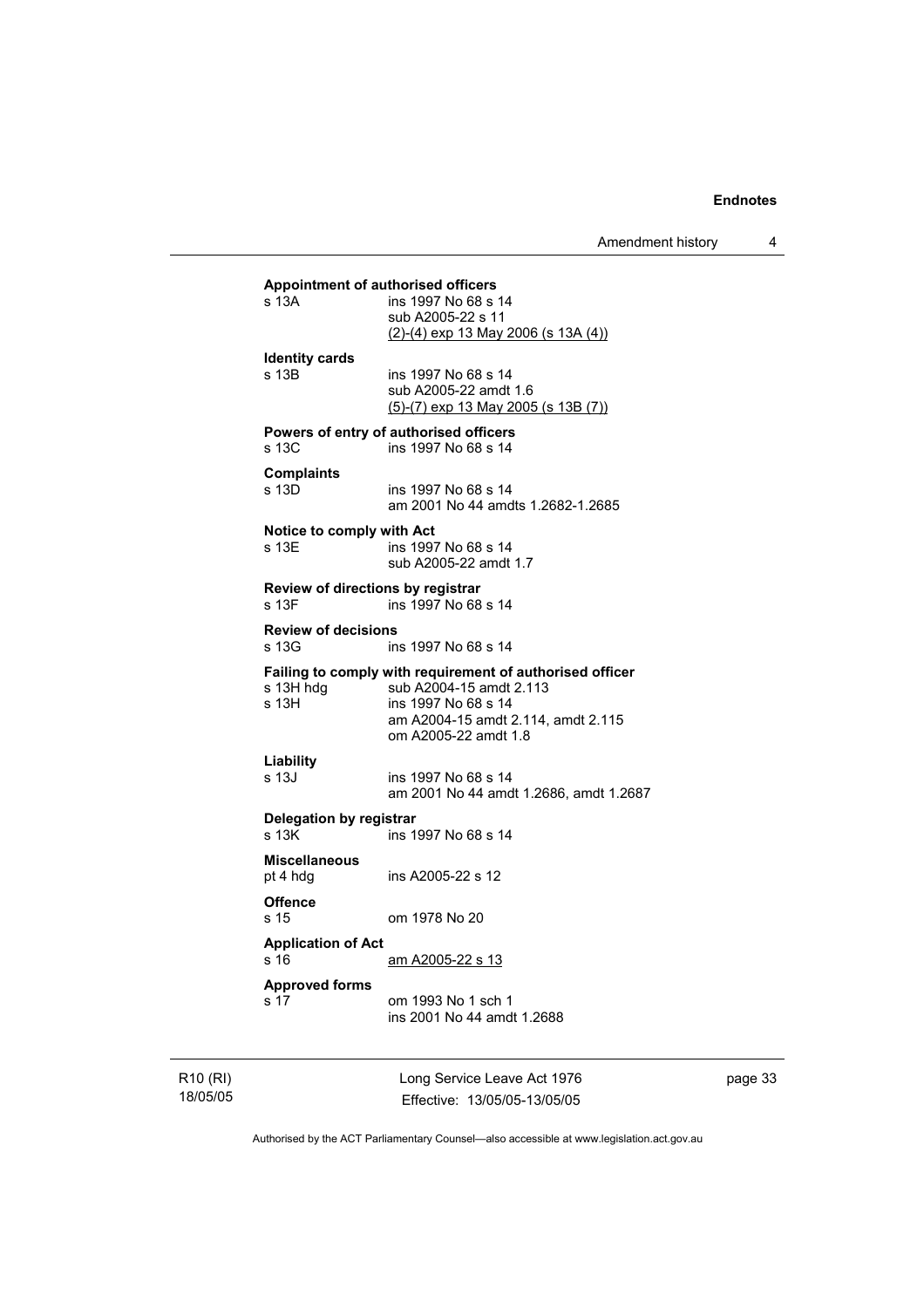**Appointment of authorised officers**

s 13A ins 1997 No 68 s 14
sub A2005-22 s 11
(2)-(4) exp 13 May 2006 (s 13A (4))

**Identity cards**

s 13B ins 1997 No 68 s 14
sub A2005-22 amdt 1.6
(5)-(7) exp 13 May 2005 (s 13B (7))

**Powers of entry of authorised officers**

s 13C ins 1997 No 68 s 14

**Complaints**

s 13D ins 1997 No 68 s 14
am 2001 No 44 amdts 1.2682-1.2685

**Notice to comply with Act**

s 13E ins 1997 No 68 s 14
sub A2005-22 amdt 1.7

**Review of directions by registrar**

s 13F ins 1997 No 68 s 14

**Review of decisions**

s 13G ins 1997 No 68 s 14

**Failing to comply with requirement of authorised officer**

s 13H hdg sub A2004-15 amdt 2.113
s 13H ins 1997 No 68 s 14
am A2004-15 amdt 2.114, amdt 2.115
om A2005-22 amdt 1.8

**Liability**

s 13J ins 1997 No 68 s 14
am 2001 No 44 amdt 1.2686, amdt 1.2687

**Delegation by registrar**

s 13K ins 1997 No 68 s 14

**Miscellaneous**

pt 4 hdg ins A2005-22 s 12

**Offence**

s 15 om 1978 No 20

**Application of Act**

s 16 am A2005-22 s 13

**Approved forms**

s 17 om 1993 No 1 sch 1
ins 2001 No 44 amdt 1.2688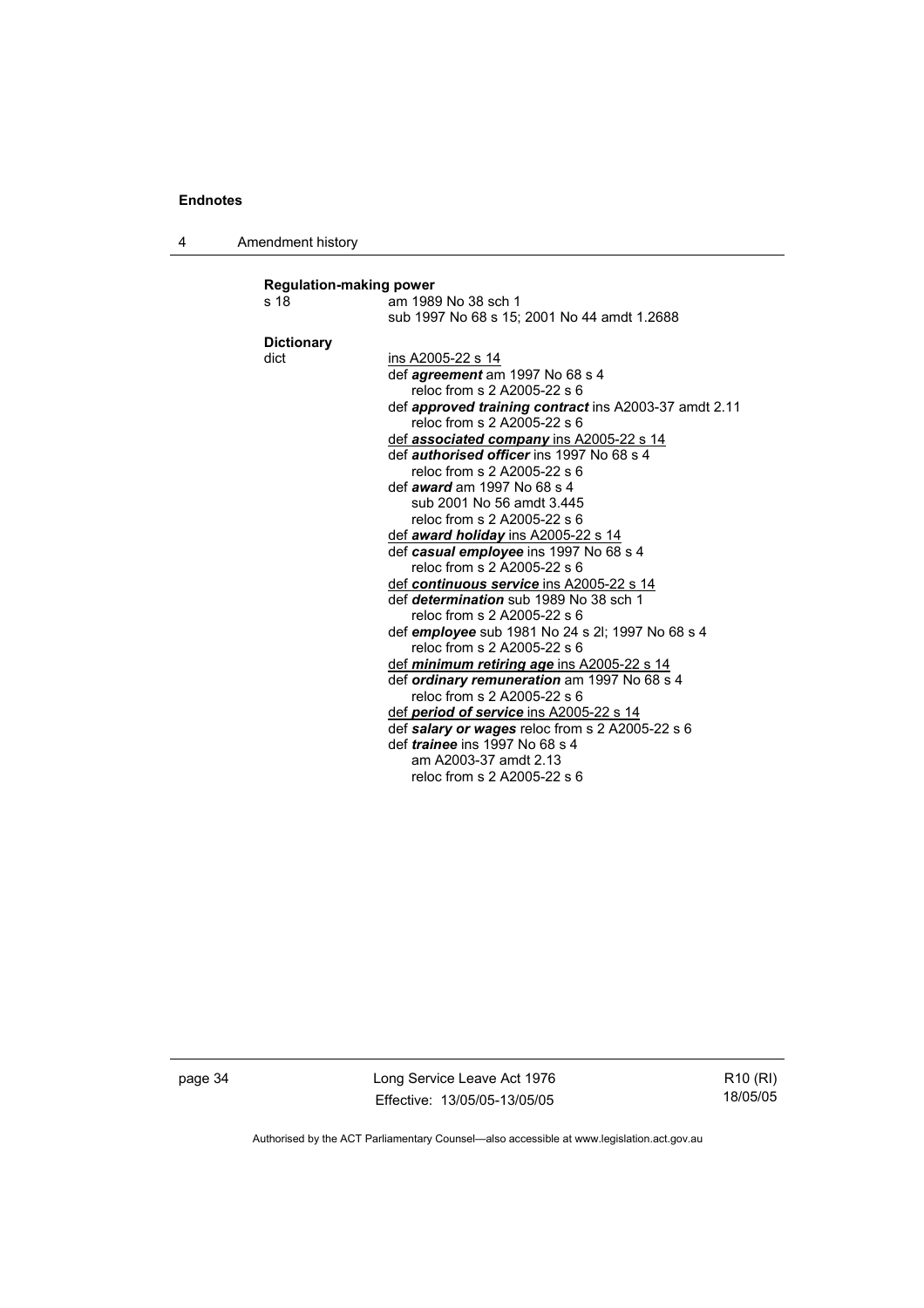**Regulation-making power**

s 18 — am 1989 No 38 sch 1
sub 1997 No 68 s 15; 2001 No 44 amdt 1.2688

**Dictionary**

dict — <u>ins A2005-22 s 14</u>

def ***agreement*** am 1997 No 68 s 4
reloc from s 2 A2005-22 s 6

def ***approved training contract*** ins A2003-37 amdt 2.11
reloc from s 2 A2005-22 s 6

<u>def ***associated company*** ins A2005-22 s 14</u>

def ***authorised officer*** ins 1997 No 68 s 4
reloc from s 2 A2005-22 s 6

def ***award*** am 1997 No 68 s 4
sub 2001 No 56 amdt 3.445
reloc from s 2 A2005-22 s 6

<u>def ***award holiday*** ins A2005-22 s 14</u>

def ***casual employee*** ins 1997 No 68 s 4
reloc from s 2 A2005-22 s 6

<u>def ***continuous service*** ins A2005-22 s 14</u>

def ***determination*** sub 1989 No 38 sch 1
reloc from s 2 A2005-22 s 6

def ***employee*** sub 1981 No 24 s 2l; 1997 No 68 s 4
reloc from s 2 A2005-22 s 6

<u>def ***minimum retiring age*** ins A2005-22 s 14</u>

def ***ordinary remuneration*** am 1997 No 68 s 4
reloc from s 2 A2005-22 s 6

<u>def ***period of service*** ins A2005-22 s 14</u>

def ***salary or wages*** reloc from s 2 A2005-22 s 6

def ***trainee*** ins 1997 No 68 s 4
am A2003-37 amdt 2.13
reloc from s 2 A2005-22 s 6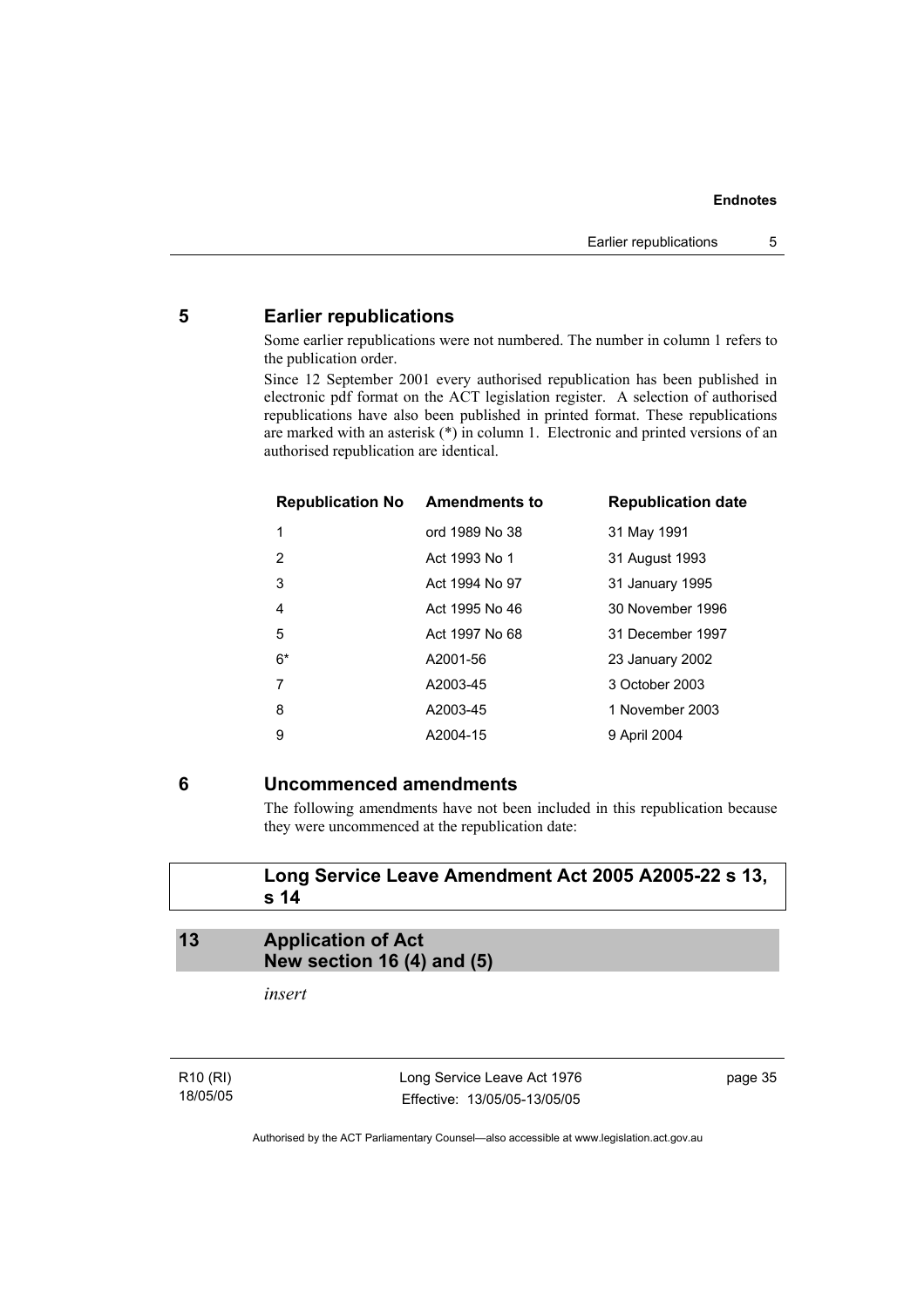## 5 Earlier republications

Some earlier republications were not numbered. The number in column 1 refers to the publication order.

Since 12 September 2001 every authorised republication has been published in electronic pdf format on the ACT legislation register. A selection of authorised republications have also been published in printed format. These republications are marked with an asterisk (*) in column 1. Electronic and printed versions of an authorised republication are identical.

| Republication No | Amendments to | Republication date |
|---|---|---|
| 1 | ord 1989 No 38 | 31 May 1991 |
| 2 | Act 1993 No 1 | 31 August 1993 |
| 3 | Act 1994 No 97 | 31 January 1995 |
| 4 | Act 1995 No 46 | 30 November 1996 |
| 5 | Act 1997 No 68 | 31 December 1997 |
| 6* | A2001-56 | 23 January 2002 |
| 7 | A2003-45 | 3 October 2003 |
| 8 | A2003-45 | 1 November 2003 |
| 9 | A2004-15 | 9 April 2004 |

## 6 Uncommenced amendments

The following amendments have not been included in this republication because they were uncommenced at the republication date:

### Long Service Leave Amendment Act 2005 A2005-22 s 13, s 14

### 13 Application of Act
### New section 16 (4) and (5)

*insert*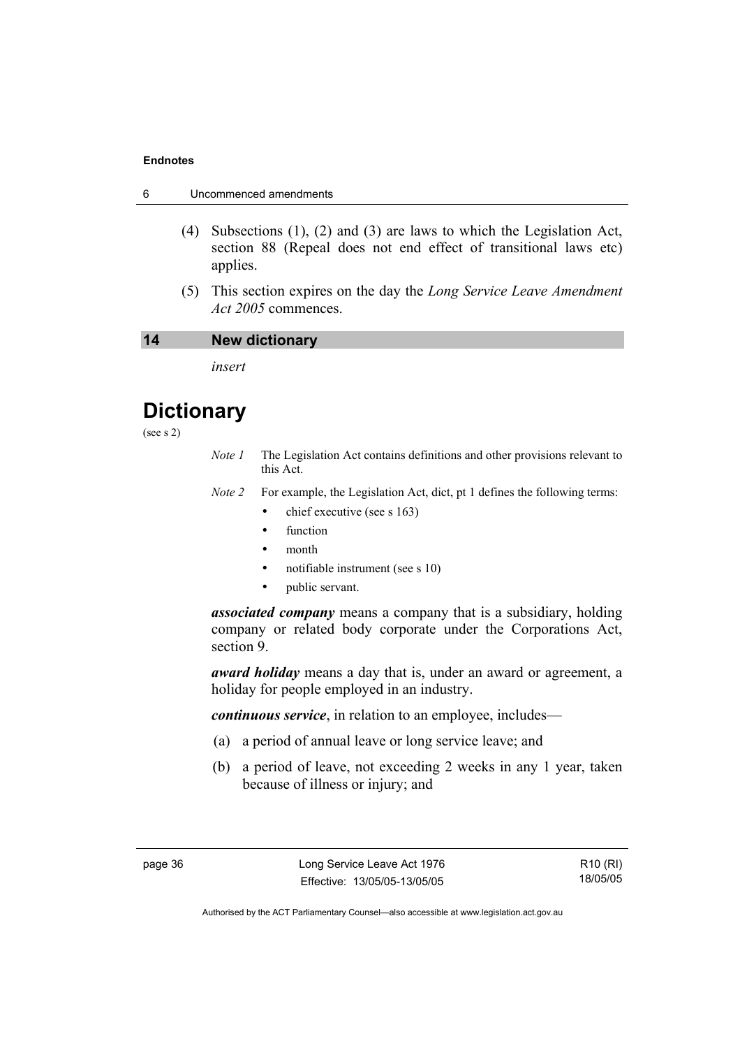(4) Subsections (1), (2) and (3) are laws to which the Legislation Act, section 88 (Repeal does not end effect of transitional laws etc) applies.

(5) This section expires on the day the *Long Service Leave Amendment Act 2005* commences.

## 14 New dictionary

*insert*

# Dictionary

(see s 2)

*Note 1* The Legislation Act contains definitions and other provisions relevant to this Act.

*Note 2* For example, the Legislation Act, dict, pt 1 defines the following terms:

- chief executive (see s 163)
- function
- month
- notifiable instrument (see s 10)
- public servant.

***associated company*** means a company that is a subsidiary, holding company or related body corporate under the Corporations Act, section 9.

***award holiday*** means a day that is, under an award or agreement, a holiday for people employed in an industry.

***continuous service***, in relation to an employee, includes—

(a) a period of annual leave or long service leave; and

(b) a period of leave, not exceeding 2 weeks in any 1 year, taken because of illness or injury; and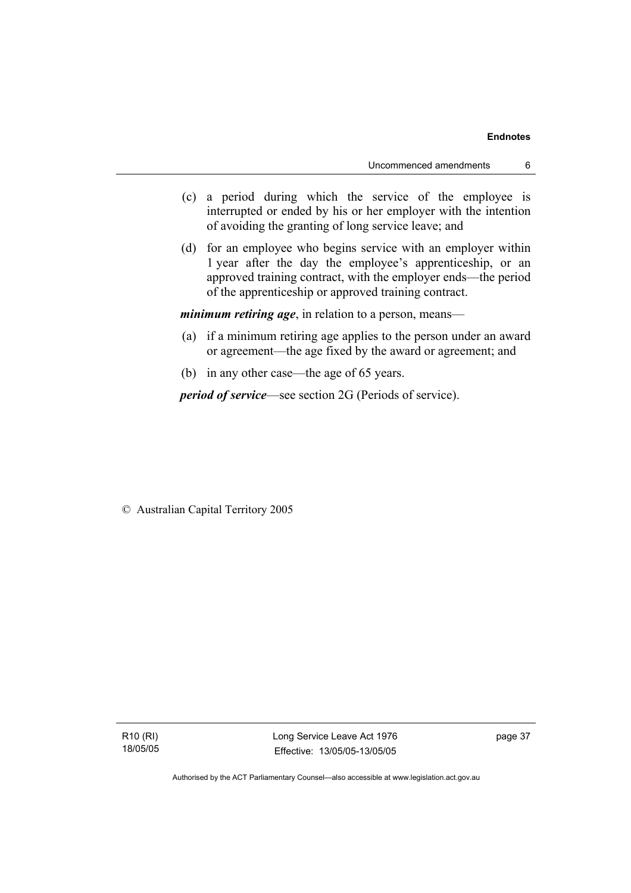(c) a period during which the service of the employee is interrupted or ended by his or her employer with the intention of avoiding the granting of long service leave; and

(d) for an employee who begins service with an employer within 1 year after the day the employee's apprenticeship, or an approved training contract, with the employer ends—the period of the apprenticeship or approved training contract.

***minimum retiring age***, in relation to a person, means—

(a) if a minimum retiring age applies to the person under an award or agreement—the age fixed by the award or agreement; and

(b) in any other case—the age of 65 years.

***period of service***—see section 2G (Periods of service).

© Australian Capital Territory 2005